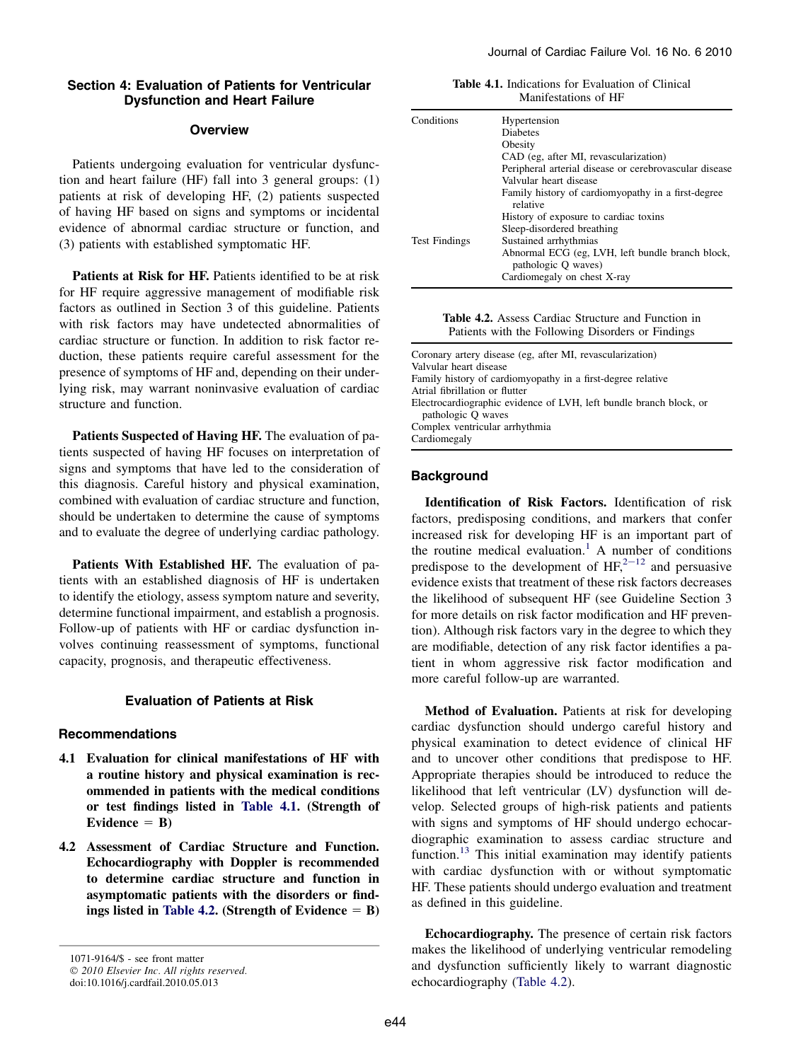## Section 4: Evaluation of Patients for Ventricular Dysfunction and Heart Failure

### Overview

Patients undergoing evaluation for ventricular dysfunction and heart failure (HF) fall into 3 general groups: (1) patients at risk of developing HF, (2) patients suspected of having HF based on signs and symptoms or incidental evidence of abnormal cardiac structure or function, and (3) patients with established symptomatic HF.

**Patients at Risk for HF.** Patients identified to be at risk for HF require aggressive management of modifiable risk factors as outlined in Section 3 of this guideline. Patients with risk factors may have undetected abnormalities of cardiac structure or function. In addition to risk factor reduction, these patients require careful assessment for the presence of symptoms of HF and, depending on their underlying risk, may warrant noninvasive evaluation of cardiac structure and function.

**Patients Suspected of Having HF.** The evaluation of patients suspected of having HF focuses on interpretation of signs and symptoms that have led to the consideration of this diagnosis. Careful history and physical examination, combined with evaluation of cardiac structure and function, should be undertaken to determine the cause of symptoms and to evaluate the degree of underlying cardiac pathology.

**Patients With Established HF.** The evaluation of patients with an established diagnosis of HF is undertaken to identify the etiology, assess symptom nature and severity, determine functional impairment, and establish a prognosis. Follow-up of patients with HF or cardiac dysfunction involves continuing reassessment of symptoms, functional capacity, prognosis, and therapeutic effectiveness.

### Evaluation of Patients at Risk

#### Recommendations

**4.1 Evaluation for clinical manifestations of HF with a routine history and physical examination is recommended in patients with the medical conditions or test findings listed in Table 4.1. (Strength of Evidence = B)**

**4.2 Assessment of Cardiac Structure and Function. Echocardiography with Doppler is recommended to determine cardiac structure and function in asymptomatic patients with the disorders or findings listed in Table 4.2. (Strength of Evidence = B)**

**Table 4.1.** Indications for Evaluation of Clinical Manifestations of HF

| | |
|---|---|
| Conditions | Hypertension |
| | Diabetes |
| | Obesity |
| | CAD (eg, after MI, revascularization) |
| | Peripheral arterial disease or cerebrovascular disease |
| | Valvular heart disease |
| | Family history of cardiomyopathy in a first-degree relative |
| | History of exposure to cardiac toxins |
| | Sleep-disordered breathing |
| Test Findings | Sustained arrhythmias |
| | Abnormal ECG (eg, LVH, left bundle branch block, pathologic Q waves) |
| | Cardiomegaly on chest X-ray |

**Table 4.2.** Assess Cardiac Structure and Function in Patients with the Following Disorders or Findings

| |
|---|
| Coronary artery disease (eg, after MI, revascularization) |
| Valvular heart disease |
| Family history of cardiomyopathy in a first-degree relative |
| Atrial fibrillation or flutter |
| Electrocardiographic evidence of LVH, left bundle branch block, or pathologic Q waves |
| Complex ventricular arrhythmia |
| Cardiomegaly |

### Background

**Identification of Risk Factors.** Identification of risk factors, predisposing conditions, and markers that confer increased risk for developing HF is an important part of the routine medical evaluation.[1] A number of conditions predispose to the development of HF,[2–12] and persuasive evidence exists that treatment of these risk factors decreases the likelihood of subsequent HF (see Guideline Section 3 for more details on risk factor modification and HF prevention). Although risk factors vary in the degree to which they are modifiable, detection of any risk factor identifies a patient in whom aggressive risk factor modification and more careful follow-up are warranted.

**Method of Evaluation.** Patients at risk for developing cardiac dysfunction should undergo careful history and physical examination to detect evidence of clinical HF and to uncover other conditions that predispose to HF. Appropriate therapies should be introduced to reduce the likelihood that left ventricular (LV) dysfunction will develop. Selected groups of high-risk patients and patients with signs and symptoms of HF should undergo echocardiographic examination to assess cardiac structure and function.[13] This initial examination may identify patients with cardiac dysfunction with or without symptomatic HF. These patients should undergo evaluation and treatment as defined in this guideline.

**Echocardiography.** The presence of certain risk factors makes the likelihood of underlying ventricular remodeling and dysfunction sufficiently likely to warrant diagnostic echocardiography (Table 4.2).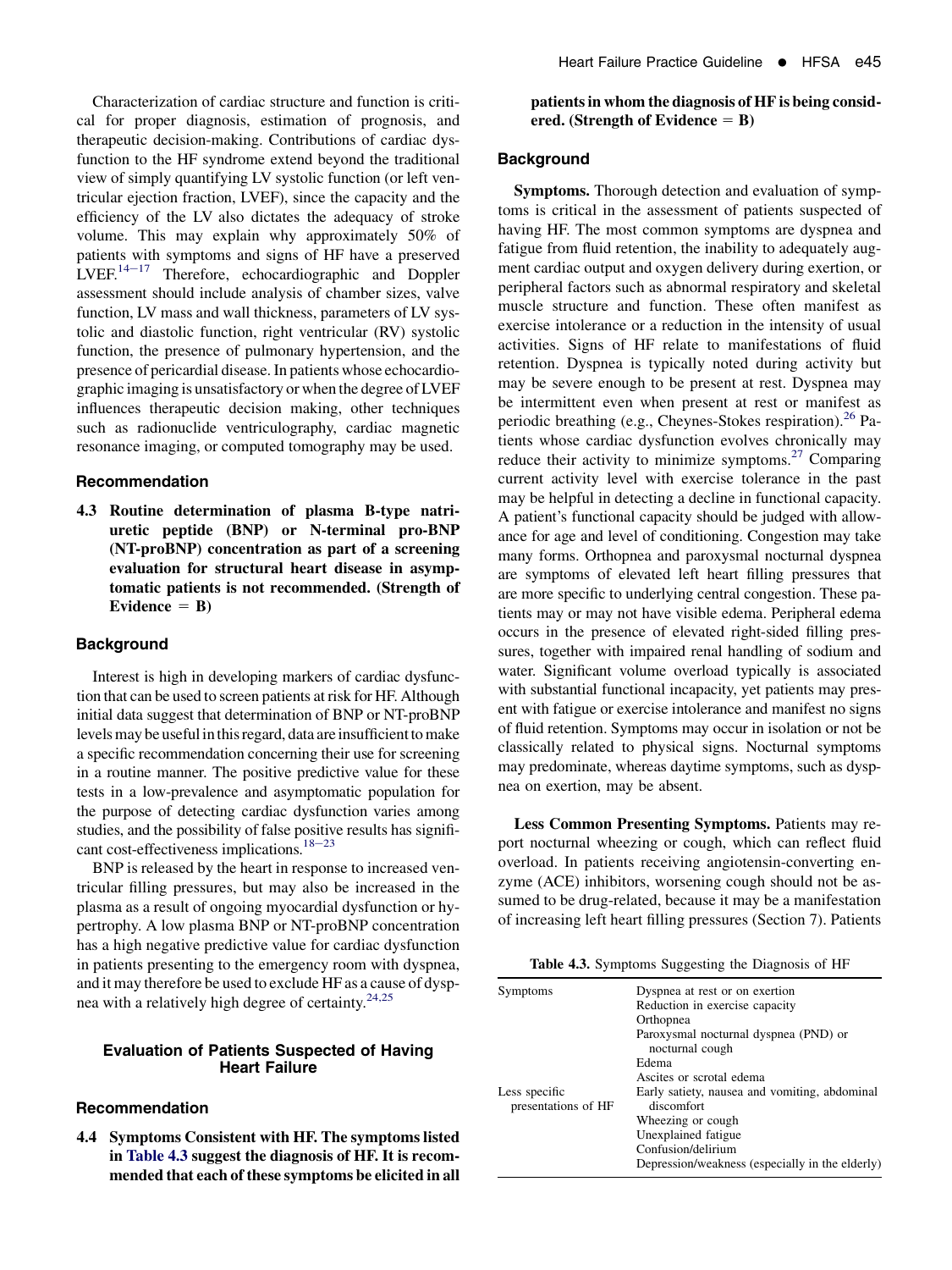Characterization of cardiac structure and function is critical for proper diagnosis, estimation of prognosis, and therapeutic decision-making. Contributions of cardiac dysfunction to the HF syndrome extend beyond the traditional view of simply quantifying LV systolic function (or left ventricular ejection fraction, LVEF), since the capacity and the efficiency of the LV also dictates the adequacy of stroke volume. This may explain why approximately 50% of patients with symptoms and signs of HF have a preserved LVEF.[14–17] Therefore, echocardiographic and Doppler assessment should include analysis of chamber sizes, valve function, LV mass and wall thickness, parameters of LV systolic and diastolic function, right ventricular (RV) systolic function, the presence of pulmonary hypertension, and the presence of pericardial disease. In patients whose echocardiographic imaging is unsatisfactory or when the degree of LVEF influences therapeutic decision making, other techniques such as radionuclide ventriculography, cardiac magnetic resonance imaging, or computed tomography may be used.

### Recommendation

**4.3 Routine determination of plasma B-type natriuretic peptide (BNP) or N-terminal pro-BNP (NT-proBNP) concentration as part of a screening evaluation for structural heart disease in asymptomatic patients is not recommended. (Strength of Evidence = B)**

### Background

Interest is high in developing markers of cardiac dysfunction that can be used to screen patients at risk for HF. Although initial data suggest that determination of BNP or NT-proBNP levels may be useful in this regard, data are insufficient to make a specific recommendation concerning their use for screening in a routine manner. The positive predictive value for these tests in a low-prevalence and asymptomatic population for the purpose of detecting cardiac dysfunction varies among studies, and the possibility of false positive results has significant cost-effectiveness implications.[18–23]

BNP is released by the heart in response to increased ventricular filling pressures, but may also be increased in the plasma as a result of ongoing myocardial dysfunction or hypertrophy. A low plasma BNP or NT-proBNP concentration has a high negative predictive value for cardiac dysfunction in patients presenting to the emergency room with dyspnea, and it may therefore be used to exclude HF as a cause of dyspnea with a relatively high degree of certainty.[24,25]

## Evaluation of Patients Suspected of Having Heart Failure

### Recommendation

**4.4 Symptoms Consistent with HF. The symptoms listed in Table 4.3 suggest the diagnosis of HF. It is recommended that each of these symptoms be elicited in all patients in whom the diagnosis of HF is being considered. (Strength of Evidence = B)**

### Background

**Symptoms.** Thorough detection and evaluation of symptoms is critical in the assessment of patients suspected of having HF. The most common symptoms are dyspnea and fatigue from fluid retention, the inability to adequately augment cardiac output and oxygen delivery during exertion, or peripheral factors such as abnormal respiratory and skeletal muscle structure and function. These often manifest as exercise intolerance or a reduction in the intensity of usual activities. Signs of HF relate to manifestations of fluid retention. Dyspnea is typically noted during activity but may be severe enough to be present at rest. Dyspnea may be intermittent even when present at rest or manifest as periodic breathing (e.g., Cheynes-Stokes respiration).[26] Patients whose cardiac dysfunction evolves chronically may reduce their activity to minimize symptoms.[27] Comparing current activity level with exercise tolerance in the past may be helpful in detecting a decline in functional capacity. A patient's functional capacity should be judged with allowance for age and level of conditioning. Congestion may take many forms. Orthopnea and paroxysmal nocturnal dyspnea are symptoms of elevated left heart filling pressures that are more specific to underlying central congestion. These patients may or may not have visible edema. Peripheral edema occurs in the presence of elevated right-sided filling pressures, together with impaired renal handling of sodium and water. Significant volume overload typically is associated with substantial functional incapacity, yet patients may present with fatigue or exercise intolerance and manifest no signs of fluid retention. Symptoms may occur in isolation or not be classically related to physical signs. Nocturnal symptoms may predominate, whereas daytime symptoms, such as dyspnea on exertion, may be absent.

**Less Common Presenting Symptoms.** Patients may report nocturnal wheezing or cough, which can reflect fluid overload. In patients receiving angiotensin-converting enzyme (ACE) inhibitors, worsening cough should not be assumed to be drug-related, because it may be a manifestation of increasing left heart filling pressures (Section 7). Patients

**Table 4.3.** Symptoms Suggesting the Diagnosis of HF

| | |
|---|---|
| Symptoms | Dyspnea at rest or on exertion<br>Reduction in exercise capacity<br>Orthopnea<br>Paroxysmal nocturnal dyspnea (PND) or nocturnal cough<br>Edema<br>Ascites or scrotal edema |
| Less specific presentations of HF | Early satiety, nausea and vomiting, abdominal discomfort<br>Wheezing or cough<br>Unexplained fatigue<br>Confusion/delirium<br>Depression/weakness (especially in the elderly) |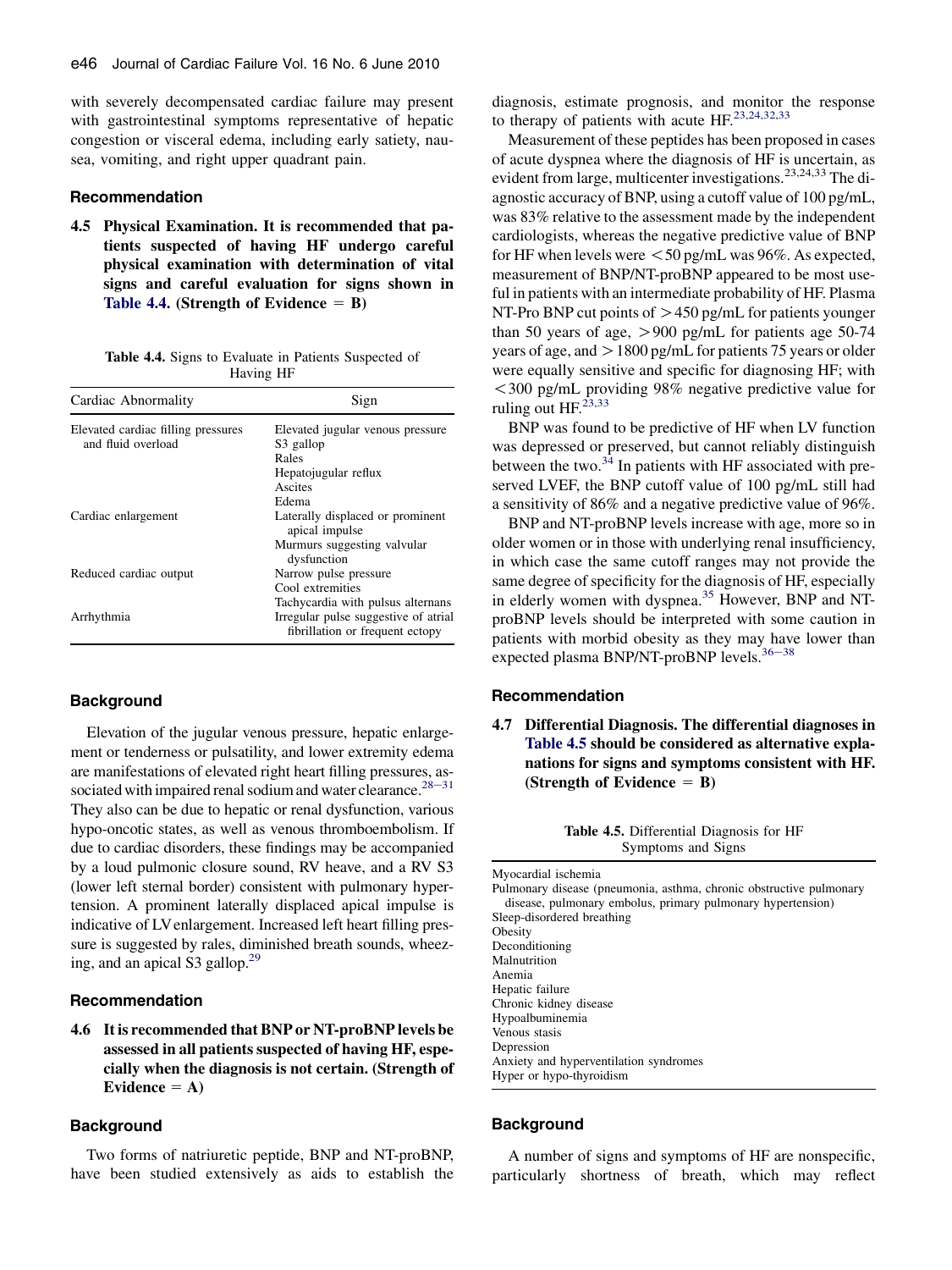with severely decompensated cardiac failure may present with gastrointestinal symptoms representative of hepatic congestion or visceral edema, including early satiety, nausea, vomiting, and right upper quadrant pain.

### Recommendation

**4.5 Physical Examination. It is recommended that patients suspected of having HF undergo careful physical examination with determination of vital signs and careful evaluation for signs shown in Table 4.4. (Strength of Evidence = B)**

**Table 4.4.** Signs to Evaluate in Patients Suspected of Having HF

| Cardiac Abnormality | Sign |
|---|---|
| Elevated cardiac filling pressures and fluid overload | Elevated jugular venous pressure<br>S3 gallop<br>Rales<br>Hepatojugular reflux<br>Ascites<br>Edema |
| Cardiac enlargement | Laterally displaced or prominent apical impulse<br>Murmurs suggesting valvular dysfunction |
| Reduced cardiac output | Narrow pulse pressure<br>Cool extremities<br>Tachycardia with pulsus alternans |
| Arrhythmia | Irregular pulse suggestive of atrial fibrillation or frequent ectopy |

### Background

Elevation of the jugular venous pressure, hepatic enlargement or tenderness or pulsatility, and lower extremity edema are manifestations of elevated right heart filling pressures, associated with impaired renal sodium and water clearance.[28–31] They also can be due to hepatic or renal dysfunction, various hypo-oncotic states, as well as venous thromboembolism. If due to cardiac disorders, these findings may be accompanied by a loud pulmonic closure sound, RV heave, and a RV S3 (lower left sternal border) consistent with pulmonary hypertension. A prominent laterally displaced apical impulse is indicative of LV enlargement. Increased left heart filling pressure is suggested by rales, diminished breath sounds, wheezing, and an apical S3 gallop.[29]

### Recommendation

**4.6 It is recommended that BNP or NT-proBNP levels be assessed in all patients suspected of having HF, especially when the diagnosis is not certain. (Strength of Evidence = A)**

### Background

Two forms of natriuretic peptide, BNP and NT-proBNP, have been studied extensively as aids to establish the diagnosis, estimate prognosis, and monitor the response to therapy of patients with acute HF.[23,24,32,33]

Measurement of these peptides has been proposed in cases of acute dyspnea where the diagnosis of HF is uncertain, as evident from large, multicenter investigations.[23,24,33] The diagnostic accuracy of BNP, using a cutoff value of 100 pg/mL, was 83% relative to the assessment made by the independent cardiologists, whereas the negative predictive value of BNP for HF when levels were <50 pg/mL was 96%. As expected, measurement of BNP/NT-proBNP appeared to be most useful in patients with an intermediate probability of HF. Plasma NT-Pro BNP cut points of >450 pg/mL for patients younger than 50 years of age, >900 pg/mL for patients age 50-74 years of age, and >1800 pg/mL for patients 75 years or older were equally sensitive and specific for diagnosing HF; with <300 pg/mL providing 98% negative predictive value for ruling out HF.[23,33]

BNP was found to be predictive of HF when LV function was depressed or preserved, but cannot reliably distinguish between the two.[34] In patients with HF associated with preserved LVEF, the BNP cutoff value of 100 pg/mL still had a sensitivity of 86% and a negative predictive value of 96%.

BNP and NT-proBNP levels increase with age, more so in older women or in those with underlying renal insufficiency, in which case the same cutoff ranges may not provide the same degree of specificity for the diagnosis of HF, especially in elderly women with dyspnea.[35] However, BNP and NT-proBNP levels should be interpreted with some caution in patients with morbid obesity as they may have lower than expected plasma BNP/NT-proBNP levels.[36–38]

### Recommendation

**4.7 Differential Diagnosis. The differential diagnoses in Table 4.5 should be considered as alternative explanations for signs and symptoms consistent with HF. (Strength of Evidence = B)**

**Table 4.5.** Differential Diagnosis for HF Symptoms and Signs

| |
|---|
| Myocardial ischemia |
| Pulmonary disease (pneumonia, asthma, chronic obstructive pulmonary disease, pulmonary embolus, primary pulmonary hypertension) |
| Sleep-disordered breathing |
| Obesity |
| Deconditioning |
| Malnutrition |
| Anemia |
| Hepatic failure |
| Chronic kidney disease |
| Hypoalbuminemia |
| Venous stasis |
| Depression |
| Anxiety and hyperventilation syndromes |
| Hyper or hypo-thyroidism |

### Background

A number of signs and symptoms of HF are nonspecific, particularly shortness of breath, which may reflect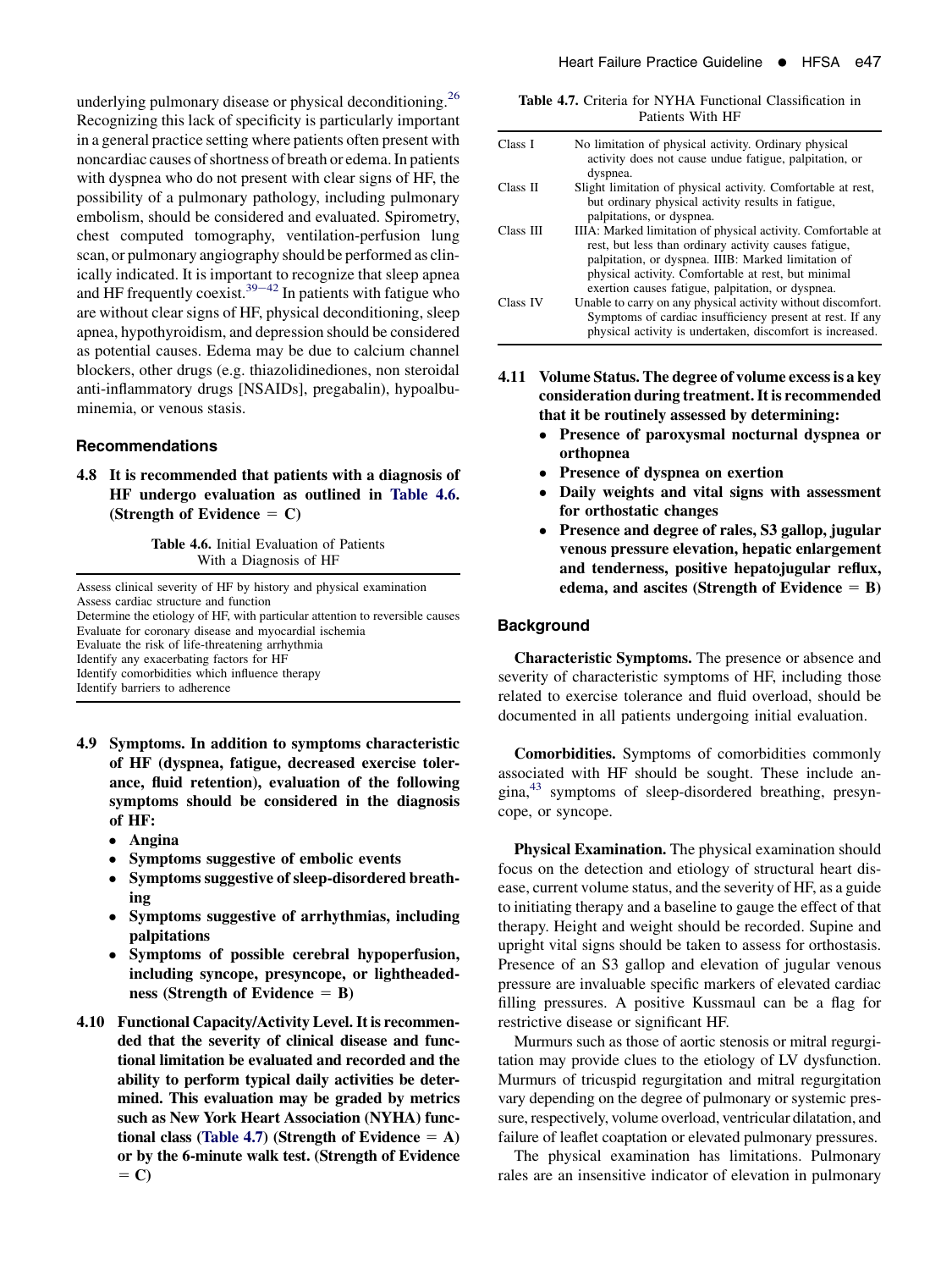underlying pulmonary disease or physical deconditioning.[26] Recognizing this lack of specificity is particularly important in a general practice setting where patients often present with noncardiac causes of shortness of breath or edema. In patients with dyspnea who do not present with clear signs of HF, the possibility of a pulmonary pathology, including pulmonary embolism, should be considered and evaluated. Spirometry, chest computed tomography, ventilation-perfusion lung scan, or pulmonary angiography should be performed as clinically indicated. It is important to recognize that sleep apnea and HF frequently coexist.[39−42] In patients with fatigue who are without clear signs of HF, physical deconditioning, sleep apnea, hypothyroidism, and depression should be considered as potential causes. Edema may be due to calcium channel blockers, other drugs (e.g. thiazolidinediones, non steroidal anti-inflammatory drugs [NSAIDs], pregabalin), hypoalbuminemia, or venous stasis.

## Recommendations

**4.8 It is recommended that patients with a diagnosis of HF undergo evaluation as outlined in Table 4.6. (Strength of Evidence = C)**

**Table 4.6.** Initial Evaluation of Patients With a Diagnosis of HF

| |
|---|
| Assess clinical severity of HF by history and physical examination |
| Assess cardiac structure and function |
| Determine the etiology of HF, with particular attention to reversible causes |
| Evaluate for coronary disease and myocardial ischemia |
| Evaluate the risk of life-threatening arrhythmia |
| Identify any exacerbating factors for HF |
| Identify comorbidities which influence therapy |
| Identify barriers to adherence |

**4.9 Symptoms. In addition to symptoms characteristic of HF (dyspnea, fatigue, decreased exercise tolerance, fluid retention), evaluation of the following symptoms should be considered in the diagnosis of HF:**

- **Angina**
- **Symptoms suggestive of embolic events**
- **Symptoms suggestive of sleep-disordered breathing**
- **Symptoms suggestive of arrhythmias, including palpitations**
- **Symptoms of possible cerebral hypoperfusion, including syncope, presyncope, or lightheadedness (Strength of Evidence = B)**

**4.10 Functional Capacity/Activity Level. It is recommended that the severity of clinical disease and functional limitation be evaluated and recorded and the ability to perform typical daily activities be determined. This evaluation may be graded by metrics such as New York Heart Association (NYHA) functional class (Table 4.7) (Strength of Evidence = A) or by the 6-minute walk test. (Strength of Evidence = C)**

**Table 4.7.** Criteria for NYHA Functional Classification in Patients With HF

| | |
|---|---|
| Class I | No limitation of physical activity. Ordinary physical activity does not cause undue fatigue, palpitation, or dyspnea. |
| Class II | Slight limitation of physical activity. Comfortable at rest, but ordinary physical activity results in fatigue, palpitations, or dyspnea. |
| Class III | IIIA: Marked limitation of physical activity. Comfortable at rest, but less than ordinary activity causes fatigue, palpitation, or dyspnea. IIIB: Marked limitation of physical activity. Comfortable at rest, but minimal exertion causes fatigue, palpitation, or dyspnea. |
| Class IV | Unable to carry on any physical activity without discomfort. Symptoms of cardiac insufficiency present at rest. If any physical activity is undertaken, discomfort is increased. |

**4.11 Volume Status. The degree of volume excess is a key consideration during treatment. It is recommended that it be routinely assessed by determining:**

- **Presence of paroxysmal nocturnal dyspnea or orthopnea**
- **Presence of dyspnea on exertion**
- **Daily weights and vital signs with assessment for orthostatic changes**
- **Presence and degree of rales, S3 gallop, jugular venous pressure elevation, hepatic enlargement and tenderness, positive hepatojugular reflux, edema, and ascites (Strength of Evidence = B)**

## Background

**Characteristic Symptoms.** The presence or absence and severity of characteristic symptoms of HF, including those related to exercise tolerance and fluid overload, should be documented in all patients undergoing initial evaluation.

**Comorbidities.** Symptoms of comorbidities commonly associated with HF should be sought. These include angina,[43] symptoms of sleep-disordered breathing, presyncope, or syncope.

**Physical Examination.** The physical examination should focus on the detection and etiology of structural heart disease, current volume status, and the severity of HF, as a guide to initiating therapy and a baseline to gauge the effect of that therapy. Height and weight should be recorded. Supine and upright vital signs should be taken to assess for orthostasis. Presence of an S3 gallop and elevation of jugular venous pressure are invaluable specific markers of elevated cardiac filling pressures. A positive Kussmaul can be a flag for restrictive disease or significant HF.

Murmurs such as those of aortic stenosis or mitral regurgitation may provide clues to the etiology of LV dysfunction. Murmurs of tricuspid regurgitation and mitral regurgitation vary depending on the degree of pulmonary or systemic pressure, respectively, volume overload, ventricular dilatation, and failure of leaflet coaptation or elevated pulmonary pressures.

The physical examination has limitations. Pulmonary rales are an insensitive indicator of elevation in pulmonary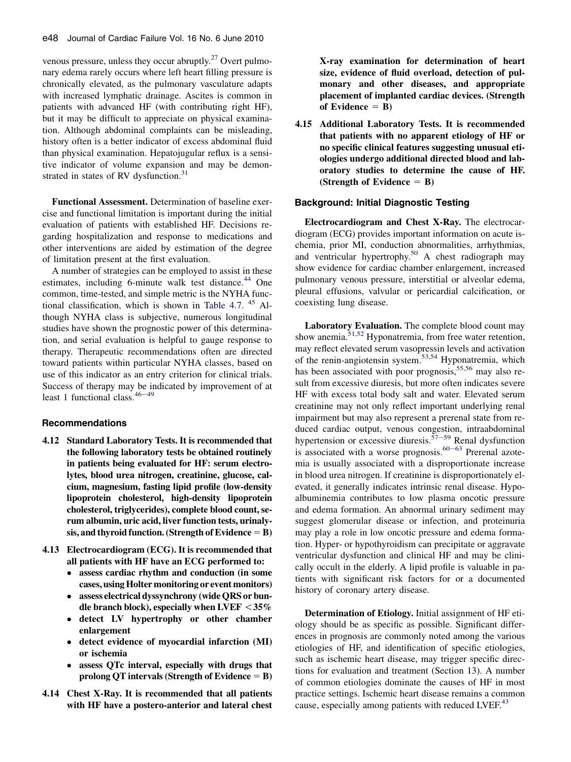venous pressure, unless they occur abruptly.[27] Overt pulmonary edema rarely occurs where left heart filling pressure is chronically elevated, as the pulmonary vasculature adapts with increased lymphatic drainage. Ascites is common in patients with advanced HF (with contributing right HF), but it may be difficult to appreciate on physical examination. Although abdominal complaints can be misleading, history often is a better indicator of excess abdominal fluid than physical examination. Hepatojugular reflux is a sensitive indicator of volume expansion and may be demonstrated in states of RV dysfunction.[31]

**Functional Assessment.** Determination of baseline exercise and functional limitation is important during the initial evaluation of patients with established HF. Decisions regarding hospitalization and response to medications and other interventions are aided by estimation of the degree of limitation present at the first evaluation.

A number of strategies can be employed to assist in these estimates, including 6-minute walk test distance.[44] One common, time-tested, and simple metric is the NYHA functional classification, which is shown in Table 4.7.[45] Although NYHA class is subjective, numerous longitudinal studies have shown the prognostic power of this determination, and serial evaluation is helpful to gauge response to therapy. Therapeutic recommendations often are directed toward patients within particular NYHA classes, based on use of this indicator as an entry criterion for clinical trials. Success of therapy may be indicated by improvement of at least 1 functional class.[46–49]

### Recommendations

**4.12 Standard Laboratory Tests. It is recommended that the following laboratory tests be obtained routinely in patients being evaluated for HF: serum electrolytes, blood urea nitrogen, creatinine, glucose, calcium, magnesium, fasting lipid profile (low-density lipoprotein cholesterol, high-density lipoprotein cholesterol, triglycerides), complete blood count, serum albumin, uric acid, liver function tests, urinalysis, and thyroid function. (Strength of Evidence = B)**

**4.13 Electrocardiogram (ECG). It is recommended that all patients with HF have an ECG performed to:**

- **assess cardiac rhythm and conduction (in some cases, using Holter monitoring or event monitors)**
- **assess electrical dyssynchrony (wide QRS or bundle branch block), especially when LVEF <35%**
- **detect LV hypertrophy or other chamber enlargement**
- **detect evidence of myocardial infarction (MI) or ischemia**
- **assess QTc interval, especially with drugs that prolong QT intervals (Strength of Evidence = B)**

**4.14 Chest X-Ray. It is recommended that all patients with HF have a postero-anterior and lateral chest X-ray examination for determination of heart size, evidence of fluid overload, detection of pulmonary and other diseases, and appropriate placement of implanted cardiac devices. (Strength of Evidence = B)**

**4.15 Additional Laboratory Tests. It is recommended that patients with no apparent etiology of HF or no specific clinical features suggesting unusual etiologies undergo additional directed blood and laboratory studies to determine the cause of HF. (Strength of Evidence = B)**

### Background: Initial Diagnostic Testing

**Electrocardiogram and Chest X-Ray.** The electrocardiogram (ECG) provides important information on acute ischemia, prior MI, conduction abnormalities, arrhythmias, and ventricular hypertrophy.[50] A chest radiograph may show evidence for cardiac chamber enlargement, increased pulmonary venous pressure, interstitial or alveolar edema, pleural effusions, valvular or pericardial calcification, or coexisting lung disease.

**Laboratory Evaluation.** The complete blood count may show anemia.[51,52] Hyponatremia, from free water retention, may reflect elevated serum vasopressin levels and activation of the renin-angiotensin system.[53,54] Hyponatremia, which has been associated with poor prognosis,[55,56] may also result from excessive diuresis, but more often indicates severe HF with excess total body salt and water. Elevated serum creatinine may not only reflect important underlying renal impairment but may also represent a prerenal state from reduced cardiac output, venous congestion, intraabdominal hypertension or excessive diuresis.[57–59] Renal dysfunction is associated with a worse prognosis.[60–63] Prerenal azotemia is usually associated with a disproportionate increase in blood urea nitrogen. If creatinine is disproportionately elevated, it generally indicates intrinsic renal disease. Hypoalbuminemia contributes to low plasma oncotic pressure and edema formation. An abnormal urinary sediment may suggest glomerular disease or infection, and proteinuria may play a role in low oncotic pressure and edema formation. Hyper- or hypothyroidism can precipitate or aggravate ventricular dysfunction and clinical HF and may be clinically occult in the elderly. A lipid profile is valuable in patients with significant risk factors for or a documented history of coronary artery disease.

**Determination of Etiology.** Initial assignment of HF etiology should be as specific as possible. Significant differences in prognosis are commonly noted among the various etiologies of HF, and identification of specific etiologies, such as ischemic heart disease, may trigger specific directions for evaluation and treatment (Section 13). A number of common etiologies dominate the causes of HF in most practice settings. Ischemic heart disease remains a common cause, especially among patients with reduced LVEF.[43]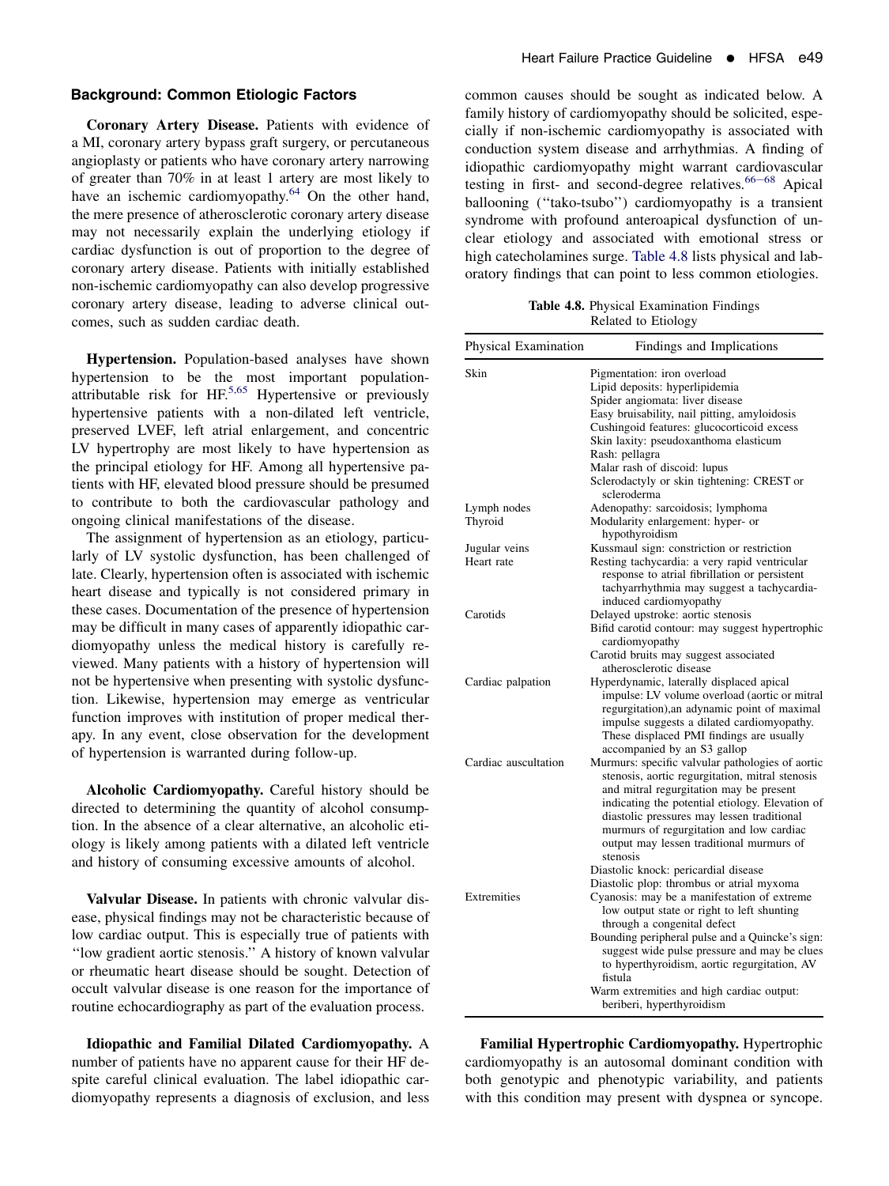### Background: Common Etiologic Factors

**Coronary Artery Disease.** Patients with evidence of a MI, coronary artery bypass graft surgery, or percutaneous angioplasty or patients who have coronary artery narrowing of greater than 70% in at least 1 artery are most likely to have an ischemic cardiomyopathy.[64] On the other hand, the mere presence of atherosclerotic coronary artery disease may not necessarily explain the underlying etiology if cardiac dysfunction is out of proportion to the degree of coronary artery disease. Patients with initially established non-ischemic cardiomyopathy can also develop progressive coronary artery disease, leading to adverse clinical outcomes, such as sudden cardiac death.

**Hypertension.** Population-based analyses have shown hypertension to be the most important population-attributable risk for HF.[5,65] Hypertensive or previously hypertensive patients with a non-dilated left ventricle, preserved LVEF, left atrial enlargement, and concentric LV hypertrophy are most likely to have hypertension as the principal etiology for HF. Among all hypertensive patients with HF, elevated blood pressure should be presumed to contribute to both the cardiovascular pathology and ongoing clinical manifestations of the disease.

The assignment of hypertension as an etiology, particularly of LV systolic dysfunction, has been challenged of late. Clearly, hypertension often is associated with ischemic heart disease and typically is not considered primary in these cases. Documentation of the presence of hypertension may be difficult in many cases of apparently idiopathic cardiomyopathy unless the medical history is carefully reviewed. Many patients with a history of hypertension will not be hypertensive when presenting with systolic dysfunction. Likewise, hypertension may emerge as ventricular function improves with institution of proper medical therapy. In any event, close observation for the development of hypertension is warranted during follow-up.

**Alcoholic Cardiomyopathy.** Careful history should be directed to determining the quantity of alcohol consumption. In the absence of a clear alternative, an alcoholic etiology is likely among patients with a dilated left ventricle and history of consuming excessive amounts of alcohol.

**Valvular Disease.** In patients with chronic valvular disease, physical findings may not be characteristic because of low cardiac output. This is especially true of patients with "low gradient aortic stenosis." A history of known valvular or rheumatic heart disease should be sought. Detection of occult valvular disease is one reason for the importance of routine echocardiography as part of the evaluation process.

**Idiopathic and Familial Dilated Cardiomyopathy.** A number of patients have no apparent cause for their HF despite careful clinical evaluation. The label idiopathic cardiomyopathy represents a diagnosis of exclusion, and less common causes should be sought as indicated below. A family history of cardiomyopathy should be solicited, especially if non-ischemic cardiomyopathy is associated with conduction system disease and arrhythmias. A finding of idiopathic cardiomyopathy might warrant cardiovascular testing in first- and second-degree relatives.[66–68] Apical ballooning ("tako-tsubo") cardiomyopathy is a transient syndrome with profound anteroapical dysfunction of unclear etiology and associated with emotional stress or high catecholamines surge. Table 4.8 lists physical and laboratory findings that can point to less common etiologies.

**Table 4.8.** Physical Examination Findings Related to Etiology

| Physical Examination | Findings and Implications |
|---|---|
| Skin | Pigmentation: iron overload<br>Lipid deposits: hyperlipidemia<br>Spider angiomata: liver disease<br>Easy bruisability, nail pitting, amyloidosis<br>Cushingoid features: glucocorticoid excess<br>Skin laxity: pseudoxanthoma elasticum<br>Rash: pellagra<br>Malar rash of discoid: lupus<br>Sclerodactyly or skin tightening: CREST or scleroderma |
| Lymph nodes | Adenopathy: sarcoidosis; lymphoma |
| Thyroid | Modularity enlargement: hyper- or hypothyroidism |
| Jugular veins | Kussmaul sign: constriction or restriction |
| Heart rate | Resting tachycardia: a very rapid ventricular response to atrial fibrillation or persistent tachyarrhythmia may suggest a tachycardia-induced cardiomyopathy |
| Carotids | Delayed upstroke: aortic stenosis<br>Bifid carotid contour: may suggest hypertrophic cardiomyopathy<br>Carotid bruits may suggest associated atherosclerotic disease |
| Cardiac palpation | Hyperdynamic, laterally displaced apical impulse: LV volume overload (aortic or mitral regurgitation),an adynamic point of maximal impulse suggests a dilated cardiomyopathy. These displaced PMI findings are usually accompanied by an S3 gallop |
| Cardiac auscultation | Murmurs: specific valvular pathologies of aortic stenosis, aortic regurgitation, mitral stenosis and mitral regurgitation may be present indicating the potential etiology. Elevation of diastolic pressures may lessen traditional murmurs of regurgitation and low cardiac output may lessen traditional murmurs of stenosis<br>Diastolic knock: pericardial disease<br>Diastolic plop: thrombus or atrial myxoma |
| Extremities | Cyanosis: may be a manifestation of extreme low output state or right to left shunting through a congenital defect<br>Bounding peripheral pulse and a Quincke's sign: suggest wide pulse pressure and may be clues to hyperthyroidism, aortic regurgitation, AV fistula<br>Warm extremities and high cardiac output: beriberi, hyperthyroidism |

**Familial Hypertrophic Cardiomyopathy.** Hypertrophic cardiomyopathy is an autosomal dominant condition with both genotypic and phenotypic variability, and patients with this condition may present with dyspnea or syncope.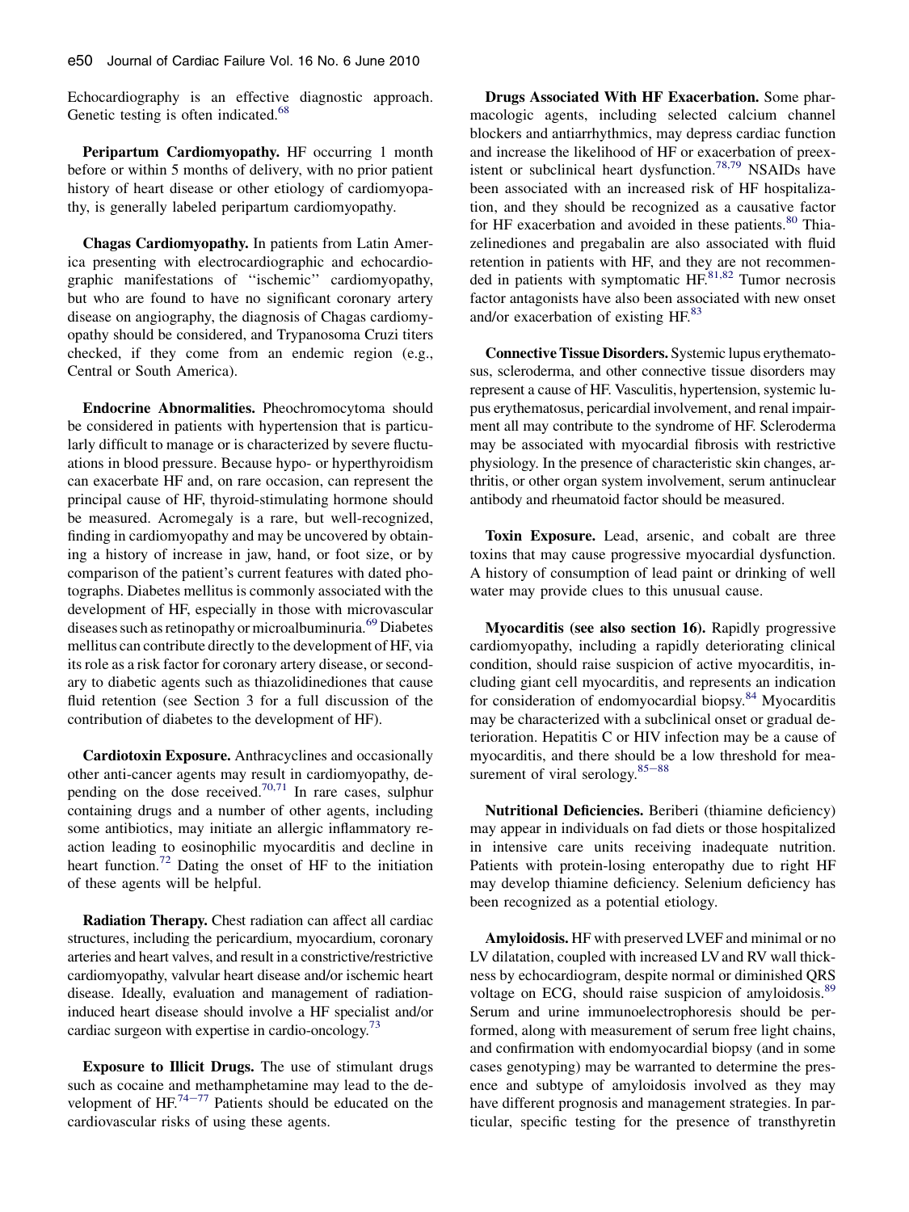Echocardiography is an effective diagnostic approach. Genetic testing is often indicated.[68]

**Peripartum Cardiomyopathy.** HF occurring 1 month before or within 5 months of delivery, with no prior patient history of heart disease or other etiology of cardiomyopathy, is generally labeled peripartum cardiomyopathy.

**Chagas Cardiomyopathy.** In patients from Latin America presenting with electrocardiographic and echocardiographic manifestations of ''ischemic'' cardiomyopathy, but who are found to have no significant coronary artery disease on angiography, the diagnosis of Chagas cardiomyopathy should be considered, and Trypanosoma Cruzi titers checked, if they come from an endemic region (e.g., Central or South America).

**Endocrine Abnormalities.** Pheochromocytoma should be considered in patients with hypertension that is particularly difficult to manage or is characterized by severe fluctuations in blood pressure. Because hypo- or hyperthyroidism can exacerbate HF and, on rare occasion, can represent the principal cause of HF, thyroid-stimulating hormone should be measured. Acromegaly is a rare, but well-recognized, finding in cardiomyopathy and may be uncovered by obtaining a history of increase in jaw, hand, or foot size, or by comparison of the patient's current features with dated photographs. Diabetes mellitus is commonly associated with the development of HF, especially in those with microvascular diseases such as retinopathy or microalbuminuria.[69] Diabetes mellitus can contribute directly to the development of HF, via its role as a risk factor for coronary artery disease, or secondary to diabetic agents such as thiazolidinediones that cause fluid retention (see Section 3 for a full discussion of the contribution of diabetes to the development of HF).

**Cardiotoxin Exposure.** Anthracyclines and occasionally other anti-cancer agents may result in cardiomyopathy, depending on the dose received.[70,71] In rare cases, sulphur containing drugs and a number of other agents, including some antibiotics, may initiate an allergic inflammatory reaction leading to eosinophilic myocarditis and decline in heart function.[72] Dating the onset of HF to the initiation of these agents will be helpful.

**Radiation Therapy.** Chest radiation can affect all cardiac structures, including the pericardium, myocardium, coronary arteries and heart valves, and result in a constrictive/restrictive cardiomyopathy, valvular heart disease and/or ischemic heart disease. Ideally, evaluation and management of radiation-induced heart disease should involve a HF specialist and/or cardiac surgeon with expertise in cardio-oncology.[73]

**Exposure to Illicit Drugs.** The use of stimulant drugs such as cocaine and methamphetamine may lead to the development of HF.[74−77] Patients should be educated on the cardiovascular risks of using these agents.

**Drugs Associated With HF Exacerbation.** Some pharmacologic agents, including selected calcium channel blockers and antiarrhythmics, may depress cardiac function and increase the likelihood of HF or exacerbation of preexistent or subclinical heart dysfunction.[78,79] NSAIDs have been associated with an increased risk of HF hospitalization, and they should be recognized as a causative factor for HF exacerbation and avoided in these patients.[80] Thiazelinediones and pregabalin are also associated with fluid retention in patients with HF, and they are not recommended in patients with symptomatic HF.[81,82] Tumor necrosis factor antagonists have also been associated with new onset and/or exacerbation of existing HF.[83]

**Connective Tissue Disorders.** Systemic lupus erythematosus, scleroderma, and other connective tissue disorders may represent a cause of HF. Vasculitis, hypertension, systemic lupus erythematosus, pericardial involvement, and renal impairment all may contribute to the syndrome of HF. Scleroderma may be associated with myocardial fibrosis with restrictive physiology. In the presence of characteristic skin changes, arthritis, or other organ system involvement, serum antinuclear antibody and rheumatoid factor should be measured.

**Toxin Exposure.** Lead, arsenic, and cobalt are three toxins that may cause progressive myocardial dysfunction. A history of consumption of lead paint or drinking of well water may provide clues to this unusual cause.

**Myocarditis (see also section 16).** Rapidly progressive cardiomyopathy, including a rapidly deteriorating clinical condition, should raise suspicion of active myocarditis, including giant cell myocarditis, and represents an indication for consideration of endomyocardial biopsy.[84] Myocarditis may be characterized with a subclinical onset or gradual deterioration. Hepatitis C or HIV infection may be a cause of myocarditis, and there should be a low threshold for measurement of viral serology.[85−88]

**Nutritional Deficiencies.** Beriberi (thiamine deficiency) may appear in individuals on fad diets or those hospitalized in intensive care units receiving inadequate nutrition. Patients with protein-losing enteropathy due to right HF may develop thiamine deficiency. Selenium deficiency has been recognized as a potential etiology.

**Amyloidosis.** HF with preserved LVEF and minimal or no LV dilatation, coupled with increased LV and RV wall thickness by echocardiogram, despite normal or diminished QRS voltage on ECG, should raise suspicion of amyloidosis.[89] Serum and urine immunoelectrophoresis should be performed, along with measurement of serum free light chains, and confirmation with endomyocardial biopsy (and in some cases genotyping) may be warranted to determine the presence and subtype of amyloidosis involved as they may have different prognosis and management strategies. In particular, specific testing for the presence of transthyretin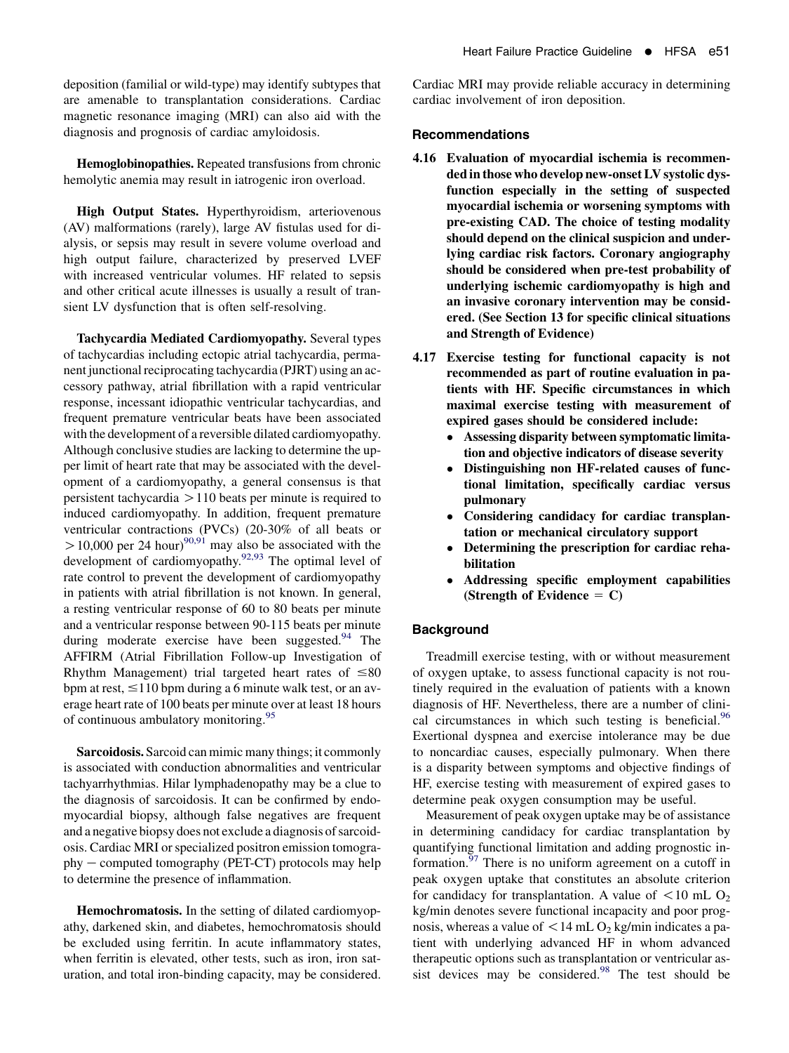deposition (familial or wild-type) may identify subtypes that are amenable to transplantation considerations. Cardiac magnetic resonance imaging (MRI) can also aid with the diagnosis and prognosis of cardiac amyloidosis.

**Hemoglobinopathies.** Repeated transfusions from chronic hemolytic anemia may result in iatrogenic iron overload.

**High Output States.** Hyperthyroidism, arteriovenous (AV) malformations (rarely), large AV fistulas used for dialysis, or sepsis may result in severe volume overload and high output failure, characterized by preserved LVEF with increased ventricular volumes. HF related to sepsis and other critical acute illnesses is usually a result of transient LV dysfunction that is often self-resolving.

**Tachycardia Mediated Cardiomyopathy.** Several types of tachycardias including ectopic atrial tachycardia, permanent junctional reciprocating tachycardia (PJRT) using an accessory pathway, atrial fibrillation with a rapid ventricular response, incessant idiopathic ventricular tachycardias, and frequent premature ventricular beats have been associated with the development of a reversible dilated cardiomyopathy. Although conclusive studies are lacking to determine the upper limit of heart rate that may be associated with the development of a cardiomyopathy, a general consensus is that persistent tachycardia $>110$ beats per minute is required to induced cardiomyopathy. In addition, frequent premature ventricular contractions (PVCs) (20-30% of all beats or $>10{,}000$ per 24 hour)[90,91] may also be associated with the development of cardiomyopathy.[92,93] The optimal level of rate control to prevent the development of cardiomyopathy in patients with atrial fibrillation is not known. In general, a resting ventricular response of 60 to 80 beats per minute and a ventricular response between 90-115 beats per minute during moderate exercise have been suggested.[94] The AFFIRM (Atrial Fibrillation Follow-up Investigation of Rhythm Management) trial targeted heart rates of $\leq 80$ bpm at rest, $\leq 110$ bpm during a 6 minute walk test, or an average heart rate of 100 beats per minute over at least 18 hours of continuous ambulatory monitoring.[95]

**Sarcoidosis.** Sarcoid can mimic many things; it commonly is associated with conduction abnormalities and ventricular tachyarrhythmias. Hilar lymphadenopathy may be a clue to the diagnosis of sarcoidosis. It can be confirmed by endomyocardial biopsy, although false negatives are frequent and a negative biopsy does not exclude a diagnosis of sarcoidosis. Cardiac MRI or specialized positron emission tomography − computed tomography (PET-CT) protocols may help to determine the presence of inflammation.

**Hemochromatosis.** In the setting of dilated cardiomyopathy, darkened skin, and diabetes, hemochromatosis should be excluded using ferritin. In acute inflammatory states, when ferritin is elevated, other tests, such as iron, iron saturation, and total iron-binding capacity, may be considered. Cardiac MRI may provide reliable accuracy in determining cardiac involvement of iron deposition.

### Recommendations

**4.16 Evaluation of myocardial ischemia is recommended in those who develop new-onset LV systolic dysfunction especially in the setting of suspected myocardial ischemia or worsening symptoms with pre-existing CAD. The choice of testing modality should depend on the clinical suspicion and underlying cardiac risk factors. Coronary angiography should be considered when pre-test probability of underlying ischemic cardiomyopathy is high and an invasive coronary intervention may be considered. (See Section 13 for specific clinical situations and Strength of Evidence)**

**4.17 Exercise testing for functional capacity is not recommended as part of routine evaluation in patients with HF. Specific circumstances in which maximal exercise testing with measurement of expired gases should be considered include:**

- **Assessing disparity between symptomatic limitation and objective indicators of disease severity**
- **Distinguishing non HF-related causes of functional limitation, specifically cardiac versus pulmonary**
- **Considering candidacy for cardiac transplantation or mechanical circulatory support**
- **Determining the prescription for cardiac rehabilitation**
- **Addressing specific employment capabilities (Strength of Evidence = C)**

### Background

Treadmill exercise testing, with or without measurement of oxygen uptake, to assess functional capacity is not routinely required in the evaluation of patients with a known diagnosis of HF. Nevertheless, there are a number of clinical circumstances in which such testing is beneficial.[96] Exertional dyspnea and exercise intolerance may be due to noncardiac causes, especially pulmonary. When there is a disparity between symptoms and objective findings of HF, exercise testing with measurement of expired gases to determine peak oxygen consumption may be useful.

Measurement of peak oxygen uptake may be of assistance in determining candidacy for cardiac transplantation by quantifying functional limitation and adding prognostic information.[97] There is no uniform agreement on a cutoff in peak oxygen uptake that constitutes an absolute criterion for candidacy for transplantation. A value of $<10$ mL $O_2$ kg/min denotes severe functional incapacity and poor prognosis, whereas a value of $<14$ mL $O_2$ kg/min indicates a patient with underlying advanced HF in whom advanced therapeutic options such as transplantation or ventricular assist devices may be considered.[98] The test should be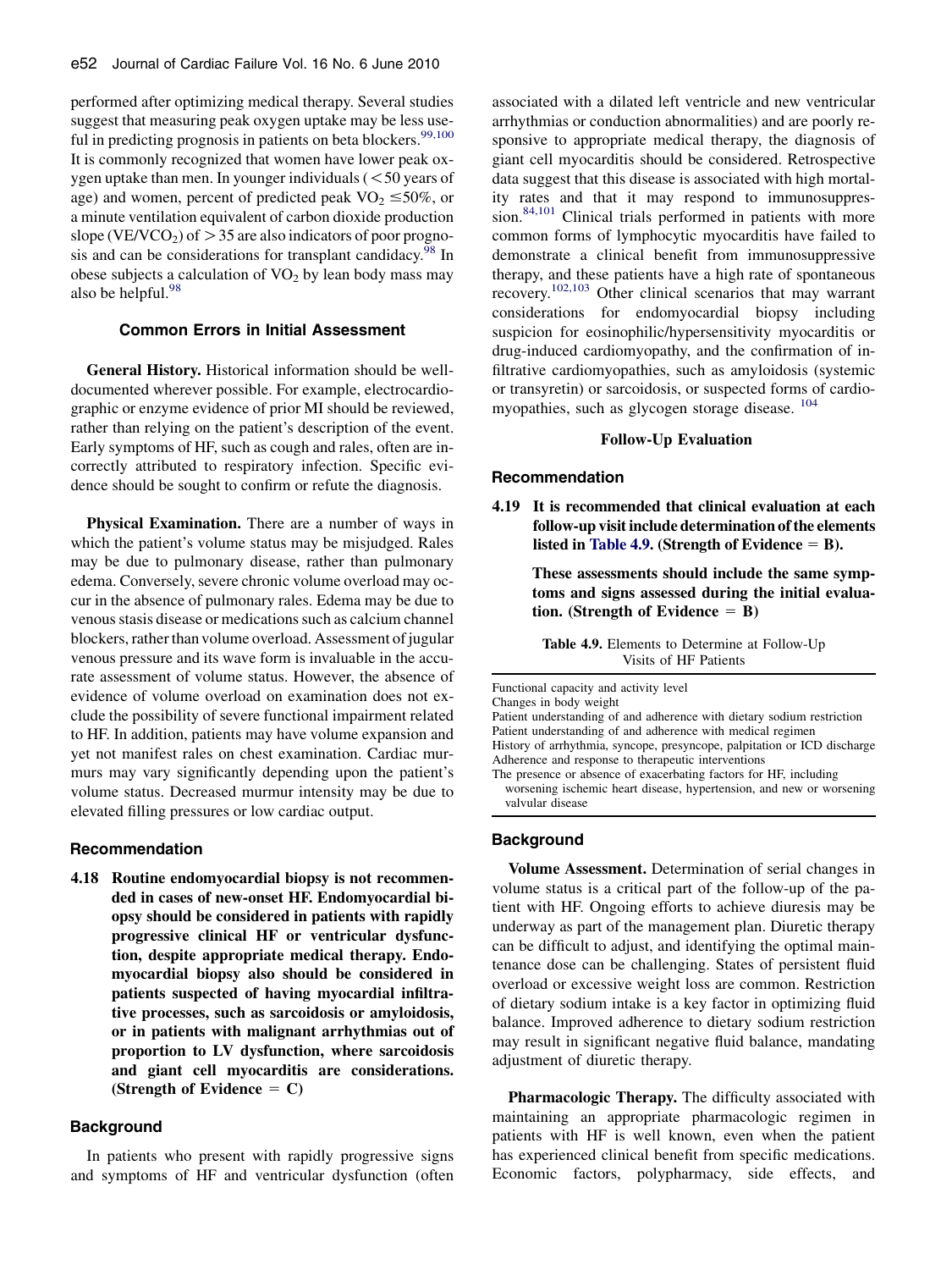performed after optimizing medical therapy. Several studies suggest that measuring peak oxygen uptake may be less useful in predicting prognosis in patients on beta blockers.[99,100] It is commonly recognized that women have lower peak oxygen uptake than men. In younger individuals (<50 years of age) and women, percent of predicted peak $VO_2 \leq 50\%$, or a minute ventilation equivalent of carbon dioxide production slope ($VE/VCO_2$) of $>35$ are also indicators of poor prognosis and can be considerations for transplant candidacy.[98] In obese subjects a calculation of $VO_2$ by lean body mass may also be helpful.[98]

### Common Errors in Initial Assessment

**General History.** Historical information should be well-documented wherever possible. For example, electrocardiographic or enzyme evidence of prior MI should be reviewed, rather than relying on the patient's description of the event. Early symptoms of HF, such as cough and rales, often are incorrectly attributed to respiratory infection. Specific evidence should be sought to confirm or refute the diagnosis.

**Physical Examination.** There are a number of ways in which the patient's volume status may be misjudged. Rales may be due to pulmonary disease, rather than pulmonary edema. Conversely, severe chronic volume overload may occur in the absence of pulmonary rales. Edema may be due to venous stasis disease or medications such as calcium channel blockers, rather than volume overload. Assessment of jugular venous pressure and its wave form is invaluable in the accurate assessment of volume status. However, the absence of evidence of volume overload on examination does not exclude the possibility of severe functional impairment related to HF. In addition, patients may have volume expansion and yet not manifest rales on chest examination. Cardiac murmurs may vary significantly depending upon the patient's volume status. Decreased murmur intensity may be due to elevated filling pressures or low cardiac output.

### Recommendation

**4.18 Routine endomyocardial biopsy is not recommended in cases of new-onset HF. Endomyocardial biopsy should be considered in patients with rapidly progressive clinical HF or ventricular dysfunction, despite appropriate medical therapy. Endomyocardial biopsy also should be considered in patients suspected of having myocardial infiltrative processes, such as sarcoidosis or amyloidosis, or in patients with malignant arrhythmias out of proportion to LV dysfunction, where sarcoidosis and giant cell myocarditis are considerations. (Strength of Evidence = C)**

### Background

In patients who present with rapidly progressive signs and symptoms of HF and ventricular dysfunction (often associated with a dilated left ventricle and new ventricular arrhythmias or conduction abnormalities) and are poorly responsive to appropriate medical therapy, the diagnosis of giant cell myocarditis should be considered. Retrospective data suggest that this disease is associated with high mortality rates and that it may respond to immunosuppression.[84,101] Clinical trials performed in patients with more common forms of lymphocytic myocarditis have failed to demonstrate a clinical benefit from immunosuppressive therapy, and these patients have a high rate of spontaneous recovery.[102,103] Other clinical scenarios that may warrant considerations for endomyocardial biopsy including suspicion for eosinophilic/hypersensitivity myocarditis or drug-induced cardiomyopathy, and the confirmation of infiltrative cardiomyopathies, such as amyloidosis (systemic or transyretin) or sarcoidosis, or suspected forms of cardiomyopathies, such as glycogen storage disease.[104]

## Follow-Up Evaluation

### Recommendation

**4.19 It is recommended that clinical evaluation at each follow-up visit include determination of the elements listed in Table 4.9. (Strength of Evidence = B).**

**These assessments should include the same symptoms and signs assessed during the initial evaluation. (Strength of Evidence = B)**

**Table 4.9.** Elements to Determine at Follow-Up Visits of HF Patients

| |
|---|
| Functional capacity and activity level |
| Changes in body weight |
| Patient understanding of and adherence with dietary sodium restriction |
| Patient understanding of and adherence with medical regimen |
| History of arrhythmia, syncope, presyncope, palpitation or ICD discharge |
| Adherence and response to therapeutic interventions |
| The presence or absence of exacerbating factors for HF, including worsening ischemic heart disease, hypertension, and new or worsening valvular disease |

### Background

**Volume Assessment.** Determination of serial changes in volume status is a critical part of the follow-up of the patient with HF. Ongoing efforts to achieve diuresis may be underway as part of the management plan. Diuretic therapy can be difficult to adjust, and identifying the optimal maintenance dose can be challenging. States of persistent fluid overload or excessive weight loss are common. Restriction of dietary sodium intake is a key factor in optimizing fluid balance. Improved adherence to dietary sodium restriction may result in significant negative fluid balance, mandating adjustment of diuretic therapy.

**Pharmacologic Therapy.** The difficulty associated with maintaining an appropriate pharmacologic regimen in patients with HF is well known, even when the patient has experienced clinical benefit from specific medications. Economic factors, polypharmacy, side effects, and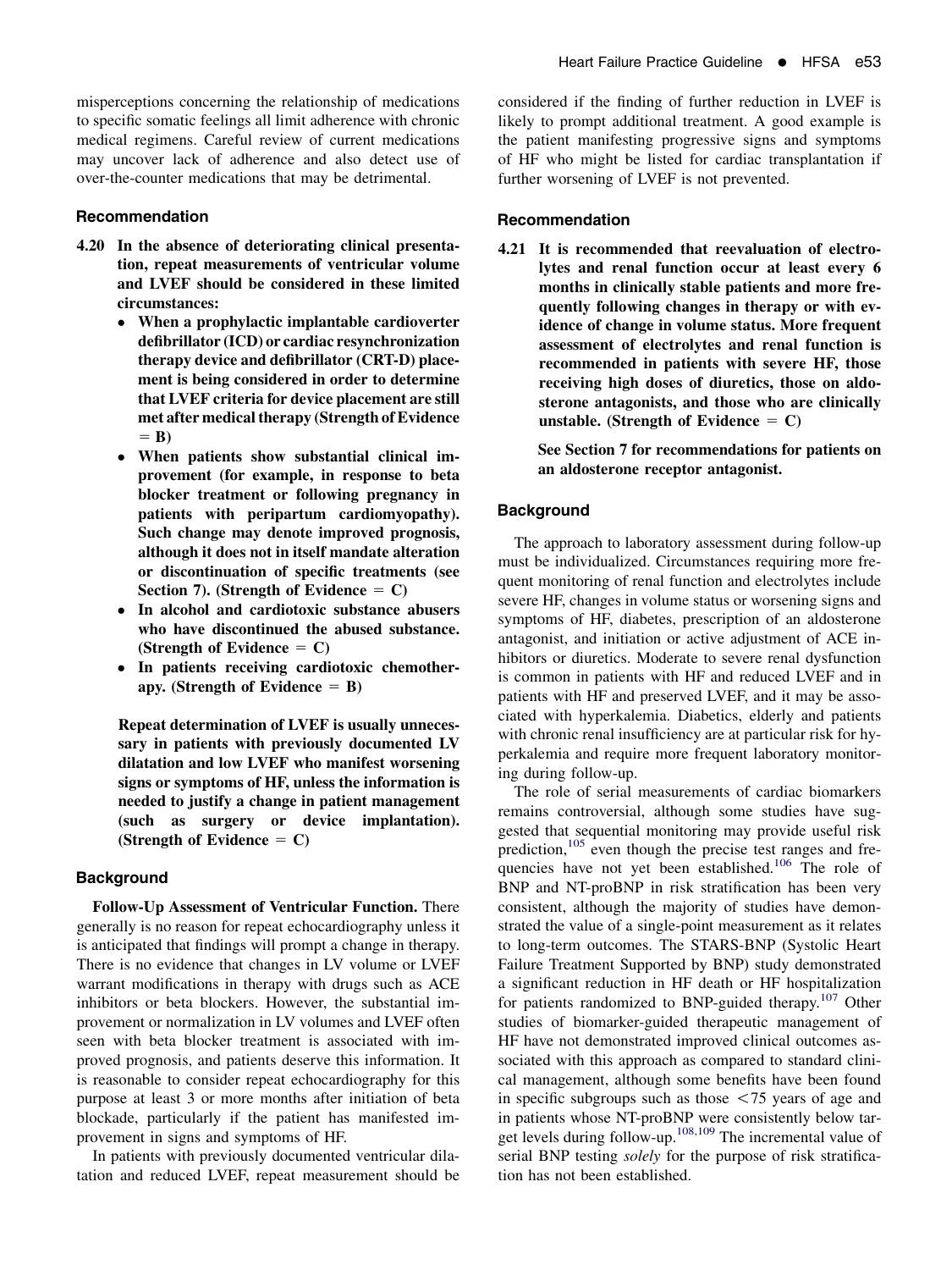misperceptions concerning the relationship of medications to specific somatic feelings all limit adherence with chronic medical regimens. Careful review of current medications may uncover lack of adherence and also detect use of over-the-counter medications that may be detrimental.

### Recommendation

**4.20 In the absence of deteriorating clinical presentation, repeat measurements of ventricular volume and LVEF should be considered in these limited circumstances:**

- **When a prophylactic implantable cardioverter defibrillator (ICD) or cardiac resynchronization therapy device and defibrillator (CRT-D) placement is being considered in order to determine that LVEF criteria for device placement are still met after medical therapy (Strength of Evidence = B)**
- **When patients show substantial clinical improvement (for example, in response to beta blocker treatment or following pregnancy in patients with peripartum cardiomyopathy). Such change may denote improved prognosis, although it does not in itself mandate alteration or discontinuation of specific treatments (see Section 7). (Strength of Evidence = C)**
- **In alcohol and cardiotoxic substance abusers who have discontinued the abused substance. (Strength of Evidence = C)**
- **In patients receiving cardiotoxic chemotherapy. (Strength of Evidence = B)**

**Repeat determination of LVEF is usually unnecessary in patients with previously documented LV dilatation and low LVEF who manifest worsening signs or symptoms of HF, unless the information is needed to justify a change in patient management (such as surgery or device implantation). (Strength of Evidence = C)**

### Background

**Follow-Up Assessment of Ventricular Function.** There generally is no reason for repeat echocardiography unless it is anticipated that findings will prompt a change in therapy. There is no evidence that changes in LV volume or LVEF warrant modifications in therapy with drugs such as ACE inhibitors or beta blockers. However, the substantial improvement or normalization in LV volumes and LVEF often seen with beta blocker treatment is associated with improved prognosis, and patients deserve this information. It is reasonable to consider repeat echocardiography for this purpose at least 3 or more months after initiation of beta blockade, particularly if the patient has manifested improvement in signs and symptoms of HF.

In patients with previously documented ventricular dilatation and reduced LVEF, repeat measurement should be considered if the finding of further reduction in LVEF is likely to prompt additional treatment. A good example is the patient manifesting progressive signs and symptoms of HF who might be listed for cardiac transplantation if further worsening of LVEF is not prevented.

### Recommendation

**4.21 It is recommended that reevaluation of electrolytes and renal function occur at least every 6 months in clinically stable patients and more frequently following changes in therapy or with evidence of change in volume status. More frequent assessment of electrolytes and renal function is recommended in patients with severe HF, those receiving high doses of diuretics, those on aldosterone antagonists, and those who are clinically unstable. (Strength of Evidence = C)**

**See Section 7 for recommendations for patients on an aldosterone receptor antagonist.**

### Background

The approach to laboratory assessment during follow-up must be individualized. Circumstances requiring more frequent monitoring of renal function and electrolytes include severe HF, changes in volume status or worsening signs and symptoms of HF, diabetes, prescription of an aldosterone antagonist, and initiation or active adjustment of ACE inhibitors or diuretics. Moderate to severe renal dysfunction is common in patients with HF and reduced LVEF and in patients with HF and preserved LVEF, and it may be associated with hyperkalemia. Diabetics, elderly and patients with chronic renal insufficiency are at particular risk for hyperkalemia and require more frequent laboratory monitoring during follow-up.

The role of serial measurements of cardiac biomarkers remains controversial, although some studies have suggested that sequential monitoring may provide useful risk prediction,[105] even though the precise test ranges and frequencies have not yet been established.[106] The role of BNP and NT-proBNP in risk stratification has been very consistent, although the majority of studies have demonstrated the value of a single-point measurement as it relates to long-term outcomes. The STARS-BNP (Systolic Heart Failure Treatment Supported by BNP) study demonstrated a significant reduction in HF death or HF hospitalization for patients randomized to BNP-guided therapy.[107] Other studies of biomarker-guided therapeutic management of HF have not demonstrated improved clinical outcomes associated with this approach as compared to standard clinical management, although some benefits have been found in specific subgroups such as those $<75$ years of age and in patients whose NT-proBNP were consistently below target levels during follow-up.[108,109] The incremental value of serial BNP testing *solely* for the purpose of risk stratification has not been established.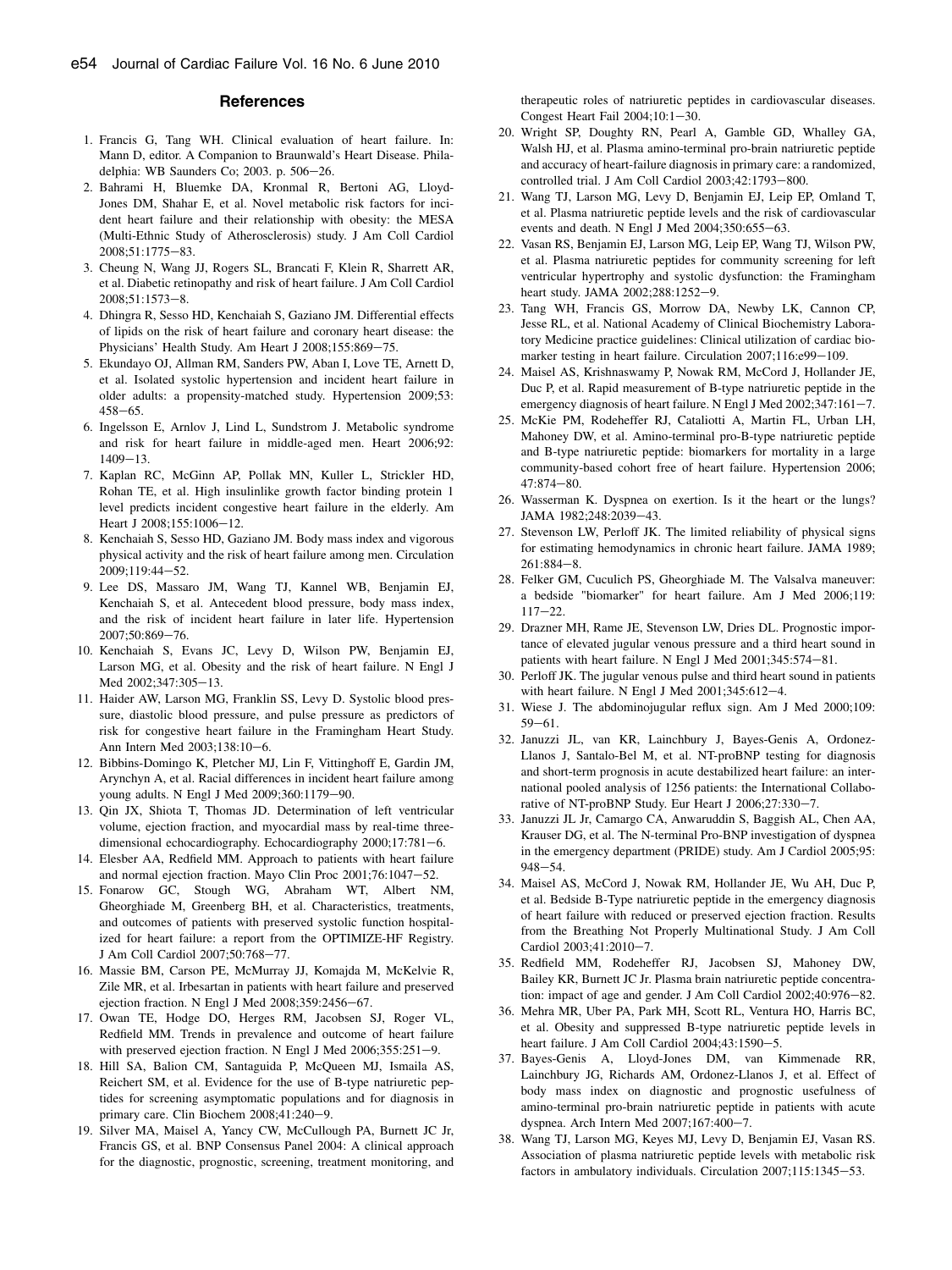## References

1. Francis G, Tang WH. Clinical evaluation of heart failure. In: Mann D, editor. A Companion to Braunwald's Heart Disease. Philadelphia: WB Saunders Co; 2003. p. 506–26.
2. Bahrami H, Bluemke DA, Kronmal R, Bertoni AG, Lloyd-Jones DM, Shahar E, et al. Novel metabolic risk factors for incident heart failure and their relationship with obesity: the MESA (Multi-Ethnic Study of Atherosclerosis) study. J Am Coll Cardiol 2008;51:1775–83.
3. Cheung N, Wang JJ, Rogers SL, Brancati F, Klein R, Sharrett AR, et al. Diabetic retinopathy and risk of heart failure. J Am Coll Cardiol 2008;51:1573–8.
4. Dhingra R, Sesso HD, Kenchaiah S, Gaziano JM. Differential effects of lipids on the risk of heart failure and coronary heart disease: the Physicians' Health Study. Am Heart J 2008;155:869–75.
5. Ekundayo OJ, Allman RM, Sanders PW, Aban I, Love TE, Arnett D, et al. Isolated systolic hypertension and incident heart failure in older adults: a propensity-matched study. Hypertension 2009;53: 458–65.
6. Ingelsson E, Arnlov J, Lind L, Sundstrom J. Metabolic syndrome and risk for heart failure in middle-aged men. Heart 2006;92: 1409–13.
7. Kaplan RC, McGinn AP, Pollak MN, Kuller L, Strickler HD, Rohan TE, et al. High insulinlike growth factor binding protein 1 level predicts incident congestive heart failure in the elderly. Am Heart J 2008;155:1006–12.
8. Kenchaiah S, Sesso HD, Gaziano JM. Body mass index and vigorous physical activity and the risk of heart failure among men. Circulation 2009;119:44–52.
9. Lee DS, Massaro JM, Wang TJ, Kannel WB, Benjamin EJ, Kenchaiah S, et al. Antecedent blood pressure, body mass index, and the risk of incident heart failure in later life. Hypertension 2007;50:869–76.
10. Kenchaiah S, Evans JC, Levy D, Wilson PW, Benjamin EJ, Larson MG, et al. Obesity and the risk of heart failure. N Engl J Med 2002;347:305–13.
11. Haider AW, Larson MG, Franklin SS, Levy D. Systolic blood pressure, diastolic blood pressure, and pulse pressure as predictors of risk for congestive heart failure in the Framingham Heart Study. Ann Intern Med 2003;138:10–6.
12. Bibbins-Domingo K, Pletcher MJ, Lin F, Vittinghoff E, Gardin JM, Arynchyn A, et al. Racial differences in incident heart failure among young adults. N Engl J Med 2009;360:1179–90.
13. Qin JX, Shiota T, Thomas JD. Determination of left ventricular volume, ejection fraction, and myocardial mass by real-time three-dimensional echocardiography. Echocardiography 2000;17:781–6.
14. Elesber AA, Redfield MM. Approach to patients with heart failure and normal ejection fraction. Mayo Clin Proc 2001;76:1047–52.
15. Fonarow GC, Stough WG, Abraham WT, Albert NM, Gheorghiade M, Greenberg BH, et al. Characteristics, treatments, and outcomes of patients with preserved systolic function hospitalized for heart failure: a report from the OPTIMIZE-HF Registry. J Am Coll Cardiol 2007;50:768–77.
16. Massie BM, Carson PE, McMurray JJ, Komajda M, McKelvie R, Zile MR, et al. Irbesartan in patients with heart failure and preserved ejection fraction. N Engl J Med 2008;359:2456–67.
17. Owan TE, Hodge DO, Herges RM, Jacobsen SJ, Roger VL, Redfield MM. Trends in prevalence and outcome of heart failure with preserved ejection fraction. N Engl J Med 2006;355:251–9.
18. Hill SA, Balion CM, Santaguida P, McQueen MJ, Ismaila AS, Reichert SM, et al. Evidence for the use of B-type natriuretic peptides for screening asymptomatic populations and for diagnosis in primary care. Clin Biochem 2008;41:240–9.
19. Silver MA, Maisel A, Yancy CW, McCullough PA, Burnett JC Jr, Francis GS, et al. BNP Consensus Panel 2004: A clinical approach for the diagnostic, prognostic, screening, treatment monitoring, and therapeutic roles of natriuretic peptides in cardiovascular diseases. Congest Heart Fail 2004;10:1–30.
20. Wright SP, Doughty RN, Pearl A, Gamble GD, Whalley GA, Walsh HJ, et al. Plasma amino-terminal pro-brain natriuretic peptide and accuracy of heart-failure diagnosis in primary care: a randomized, controlled trial. J Am Coll Cardiol 2003;42:1793–800.
21. Wang TJ, Larson MG, Levy D, Benjamin EJ, Leip EP, Omland T, et al. Plasma natriuretic peptide levels and the risk of cardiovascular events and death. N Engl J Med 2004;350:655–63.
22. Vasan RS, Benjamin EJ, Larson MG, Leip EP, Wang TJ, Wilson PW, et al. Plasma natriuretic peptides for community screening for left ventricular hypertrophy and systolic dysfunction: the Framingham heart study. JAMA 2002;288:1252–9.
23. Tang WH, Francis GS, Morrow DA, Newby LK, Cannon CP, Jesse RL, et al. National Academy of Clinical Biochemistry Laboratory Medicine practice guidelines: Clinical utilization of cardiac biomarker testing in heart failure. Circulation 2007;116:e99–109.
24. Maisel AS, Krishnaswamy P, Nowak RM, McCord J, Hollander JE, Duc P, et al. Rapid measurement of B-type natriuretic peptide in the emergency diagnosis of heart failure. N Engl J Med 2002;347:161–7.
25. McKie PM, Rodeheffer RJ, Cataliotti A, Martin FL, Urban LH, Mahoney DW, et al. Amino-terminal pro-B-type natriuretic peptide and B-type natriuretic peptide: biomarkers for mortality in a large community-based cohort free of heart failure. Hypertension 2006; 47:874–80.
26. Wasserman K. Dyspnea on exertion. Is it the heart or the lungs? JAMA 1982;248:2039–43.
27. Stevenson LW, Perloff JK. The limited reliability of physical signs for estimating hemodynamics in chronic heart failure. JAMA 1989; 261:884–8.
28. Felker GM, Cuculich PS, Gheorghiade M. The Valsalva maneuver: a bedside "biomarker" for heart failure. Am J Med 2006;119: 117–22.
29. Drazner MH, Rame JE, Stevenson LW, Dries DL. Prognostic importance of elevated jugular venous pressure and a third heart sound in patients with heart failure. N Engl J Med 2001;345:574–81.
30. Perloff JK. The jugular venous pulse and third heart sound in patients with heart failure. N Engl J Med 2001;345:612–4.
31. Wiese J. The abdominojugular reflux sign. Am J Med 2000;109: 59–61.
32. Januzzi JL, van KR, Lainchbury J, Bayes-Genis A, Ordonez-Llanos J, Santalo-Bel M, et al. NT-proBNP testing for diagnosis and short-term prognosis in acute destabilized heart failure: an international pooled analysis of 1256 patients: the International Collaborative of NT-proBNP Study. Eur Heart J 2006;27:330–7.
33. Januzzi JL Jr, Camargo CA, Anwaruddin S, Baggish AL, Chen AA, Krauser DG, et al. The N-terminal Pro-BNP investigation of dyspnea in the emergency department (PRIDE) study. Am J Cardiol 2005;95: 948–54.
34. Maisel AS, McCord J, Nowak RM, Hollander JE, Wu AH, Duc P, et al. Bedside B-Type natriuretic peptide in the emergency diagnosis of heart failure with reduced or preserved ejection fraction. Results from the Breathing Not Properly Multinational Study. J Am Coll Cardiol 2003;41:2010–7.
35. Redfield MM, Rodeheffer RJ, Jacobsen SJ, Mahoney DW, Bailey KR, Burnett JC Jr. Plasma brain natriuretic peptide concentration: impact of age and gender. J Am Coll Cardiol 2002;40:976–82.
36. Mehra MR, Uber PA, Park MH, Scott RL, Ventura HO, Harris BC, et al. Obesity and suppressed B-type natriuretic peptide levels in heart failure. J Am Coll Cardiol 2004;43:1590–5.
37. Bayes-Genis A, Lloyd-Jones DM, van Kimmenade RR, Lainchbury JG, Richards AM, Ordonez-Llanos J, et al. Effect of body mass index on diagnostic and prognostic usefulness of amino-terminal pro-brain natriuretic peptide in patients with acute dyspnea. Arch Intern Med 2007;167:400–7.
38. Wang TJ, Larson MG, Keyes MJ, Levy D, Benjamin EJ, Vasan RS. Association of plasma natriuretic peptide levels with metabolic risk factors in ambulatory individuals. Circulation 2007;115:1345–53.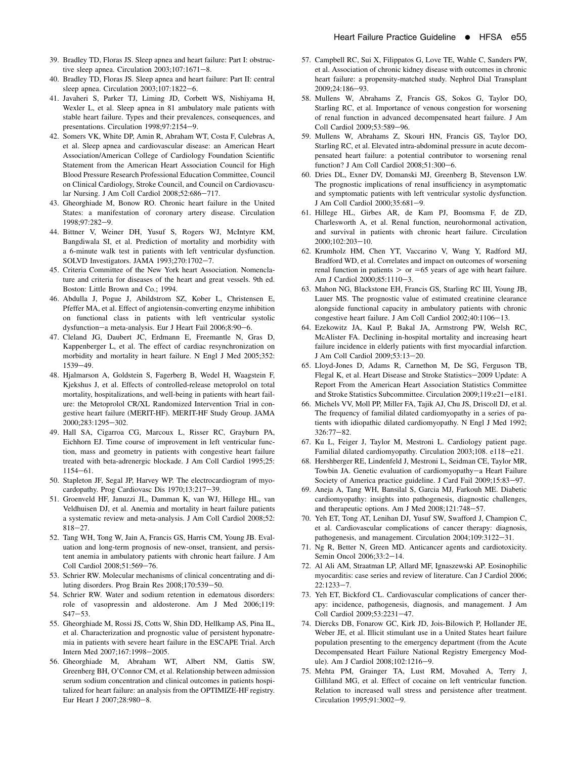39. Bradley TD, Floras JS. Sleep apnea and heart failure: Part I: obstructive sleep apnea. Circulation 2003;107:1671−8.
40. Bradley TD, Floras JS. Sleep apnea and heart failure: Part II: central sleep apnea. Circulation 2003;107:1822−6.
41. Javaheri S, Parker TJ, Liming JD, Corbett WS, Nishiyama H, Wexler L, et al. Sleep apnea in 81 ambulatory male patients with stable heart failure. Types and their prevalences, consequences, and presentations. Circulation 1998;97:2154−9.
42. Somers VK, White DP, Amin R, Abraham WT, Costa F, Culebras A, et al. Sleep apnea and cardiovascular disease: an American Heart Association/American College of Cardiology Foundation Scientific Statement from the American Heart Association Council for High Blood Pressure Research Professional Education Committee, Council on Clinical Cardiology, Stroke Council, and Council on Cardiovascular Nursing. J Am Coll Cardiol 2008;52:686−717.
43. Gheorghiade M, Bonow RO. Chronic heart failure in the United States: a manifestation of coronary artery disease. Circulation 1998;97:282−9.
44. Bittner V, Weiner DH, Yusuf S, Rogers WJ, McIntyre KM, Bangdiwala SI, et al. Prediction of mortality and morbidity with a 6-minute walk test in patients with left ventricular dysfunction. SOLVD Investigators. JAMA 1993;270:1702−7.
45. Criteria Committee of the New York heart Association. Nomenclature and criteria for diseases of the heart and great vessels. 9th ed. Boston: Little Brown and Co.; 1994.
46. Abdulla J, Pogue J, Abildstrom SZ, Kober L, Christensen E, Pfeffer MA, et al. Effect of angiotensin-converting enzyme inhibition on functional class in patients with left ventricular systolic dysfunction−a meta-analysis. Eur J Heart Fail 2006;8:90−6.
47. Cleland JG, Daubert JC, Erdmann E, Freemantle N, Gras D, Kappenberger L, et al. The effect of cardiac resynchronization on morbidity and mortality in heart failure. N Engl J Med 2005;352:1539−49.
48. Hjalmarson A, Goldstein S, Fagerberg B, Wedel H, Waagstein F, Kjekshus J, et al. Effects of controlled-release metoprolol on total mortality, hospitalizations, and well-being in patients with heart failure: the Metoprolol CR/XL Randomized Intervention Trial in congestive heart failure (MERIT-HF). MERIT-HF Study Group. JAMA 2000;283:1295−302.
49. Hall SA, Cigarroa CG, Marcoux L, Risser RC, Grayburn PA, Eichhorn EJ. Time course of improvement in left ventricular function, mass and geometry in patients with congestive heart failure treated with beta-adrenergic blockade. J Am Coll Cardiol 1995;25:1154−61.
50. Stapleton JF, Segal JP, Harvey WP. The electrocardiogram of myocardopathy. Prog Cardiovasc Dis 1970;13:217−39.
51. Groenveld HF, Januzzi JL, Damman K, van WJ, Hillege HL, van Veldhuisen DJ, et al. Anemia and mortality in heart failure patients a systematic review and meta-analysis. J Am Coll Cardiol 2008;52:818−27.
52. Tang WH, Tong W, Jain A, Francis GS, Harris CM, Young JB. Evaluation and long-term prognosis of new-onset, transient, and persistent anemia in ambulatory patients with chronic heart failure. J Am Coll Cardiol 2008;51:569−76.
53. Schrier RW. Molecular mechanisms of clinical concentrating and diluting disorders. Prog Brain Res 2008;170:539−50.
54. Schrier RW. Water and sodium retention in edematous disorders: role of vasopressin and aldosterone. Am J Med 2006;119:S47−53.
55. Gheorghiade M, Rossi JS, Cotts W, Shin DD, Hellkamp AS, Pina IL, et al. Characterization and prognostic value of persistent hyponatremia in patients with severe heart failure in the ESCAPE Trial. Arch Intern Med 2007;167:1998−2005.
56. Gheorghiade M, Abraham WT, Albert NM, Gattis SW, Greenberg BH, O'Connor CM, et al. Relationship between admission serum sodium concentration and clinical outcomes in patients hospitalized for heart failure: an analysis from the OPTIMIZE-HF registry. Eur Heart J 2007;28:980−8.
57. Campbell RC, Sui X, Filippatos G, Love TE, Wahle C, Sanders PW, et al. Association of chronic kidney disease with outcomes in chronic heart failure: a propensity-matched study. Nephrol Dial Transplant 2009;24:186−93.
58. Mullens W, Abrahams Z, Francis GS, Sokos G, Taylor DO, Starling RC, et al. Importance of venous congestion for worsening of renal function in advanced decompensated heart failure. J Am Coll Cardiol 2009;53:589−96.
59. Mullens W, Abrahams Z, Skouri HN, Francis GS, Taylor DO, Starling RC, et al. Elevated intra-abdominal pressure in acute decompensated heart failure: a potential contributor to worsening renal function? J Am Coll Cardiol 2008;51:300−6.
60. Dries DL, Exner DV, Domanski MJ, Greenberg B, Stevenson LW. The prognostic implications of renal insufficiency in asymptomatic and symptomatic patients with left ventricular systolic dysfunction. J Am Coll Cardiol 2000;35:681−9.
61. Hillege HL, Girbes AR, de Kam PJ, Boomsma F, de ZD, Charlesworth A, et al. Renal function, neurohormonal activation, and survival in patients with chronic heart failure. Circulation 2000;102:203−10.
62. Krumholz HM, Chen YT, Vaccarino V, Wang Y, Radford MJ, Bradford WD, et al. Correlates and impact on outcomes of worsening renal function in patients > or =65 years of age with heart failure. Am J Cardiol 2000;85:1110−3.
63. Mahon NG, Blackstone EH, Francis GS, Starling RC III, Young JB, Lauer MS. The prognostic value of estimated creatinine clearance alongside functional capacity in ambulatory patients with chronic congestive heart failure. J Am Coll Cardiol 2002;40:1106−13.
64. Ezekowitz JA, Kaul P, Bakal JA, Armstrong PW, Welsh RC, McAlister FA. Declining in-hospital mortality and increasing heart failure incidence in elderly patients with first myocardial infarction. J Am Coll Cardiol 2009;53:13−20.
65. Lloyd-Jones D, Adams R, Carnethon M, De SG, Ferguson TB, Flegal K, et al. Heart Disease and Stroke Statistics−2009 Update: A Report From the American Heart Association Statistics Committee and Stroke Statistics Subcommittee. Circulation 2009;119:e21−e181.
66. Michels VV, Moll PP, Miller FA, Tajik AJ, Chu JS, Driscoll DJ, et al. The frequency of familial dilated cardiomyopathy in a series of patients with idiopathic dilated cardiomyopathy. N Engl J Med 1992;326:77−82.
67. Ku L, Feiger J, Taylor M, Mestroni L. Cardiology patient page. Familial dilated cardiomyopathy. Circulation 2003;108. e118−e21.
68. Hershberger RE, Lindenfeld J, Mestroni L, Seidman CE, Taylor MR, Towbin JA. Genetic evaluation of cardiomyopathy−a Heart Failure Society of America practice guideline. J Card Fail 2009;15:83−97.
69. Aneja A, Tang WH, Bansilal S, Garcia MJ, Farkouh ME. Diabetic cardiomyopathy: insights into pathogenesis, diagnostic challenges, and therapeutic options. Am J Med 2008;121:748−57.
70. Yeh ET, Tong AT, Lenihan DJ, Yusuf SW, Swafford J, Champion C, et al. Cardiovascular complications of cancer therapy: diagnosis, pathogenesis, and management. Circulation 2004;109:3122−31.
71. Ng R, Better N, Green MD. Anticancer agents and cardiotoxicity. Semin Oncol 2006;33:2−14.
72. Al Ali AM, Straatman LP, Allard MF, Ignaszewski AP. Eosinophilic myocarditis: case series and review of literature. Can J Cardiol 2006;22:1233−7.
73. Yeh ET, Bickford CL. Cardiovascular complications of cancer therapy: incidence, pathogenesis, diagnosis, and management. J Am Coll Cardiol 2009;53:2231−47.
74. Diercks DB, Fonarow GC, Kirk JD, Jois-Bilowich P, Hollander JE, Weber JE, et al. Illicit stimulant use in a United States heart failure population presenting to the emergency department (from the Acute Decompensated Heart Failure National Registry Emergency Module). Am J Cardiol 2008;102:1216−9.
75. Mehta PM, Grainger TA, Lust RM, Movahed A, Terry J, Gilliland MG, et al. Effect of cocaine on left ventricular function. Relation to increased wall stress and persistence after treatment. Circulation 1995;91:3002−9.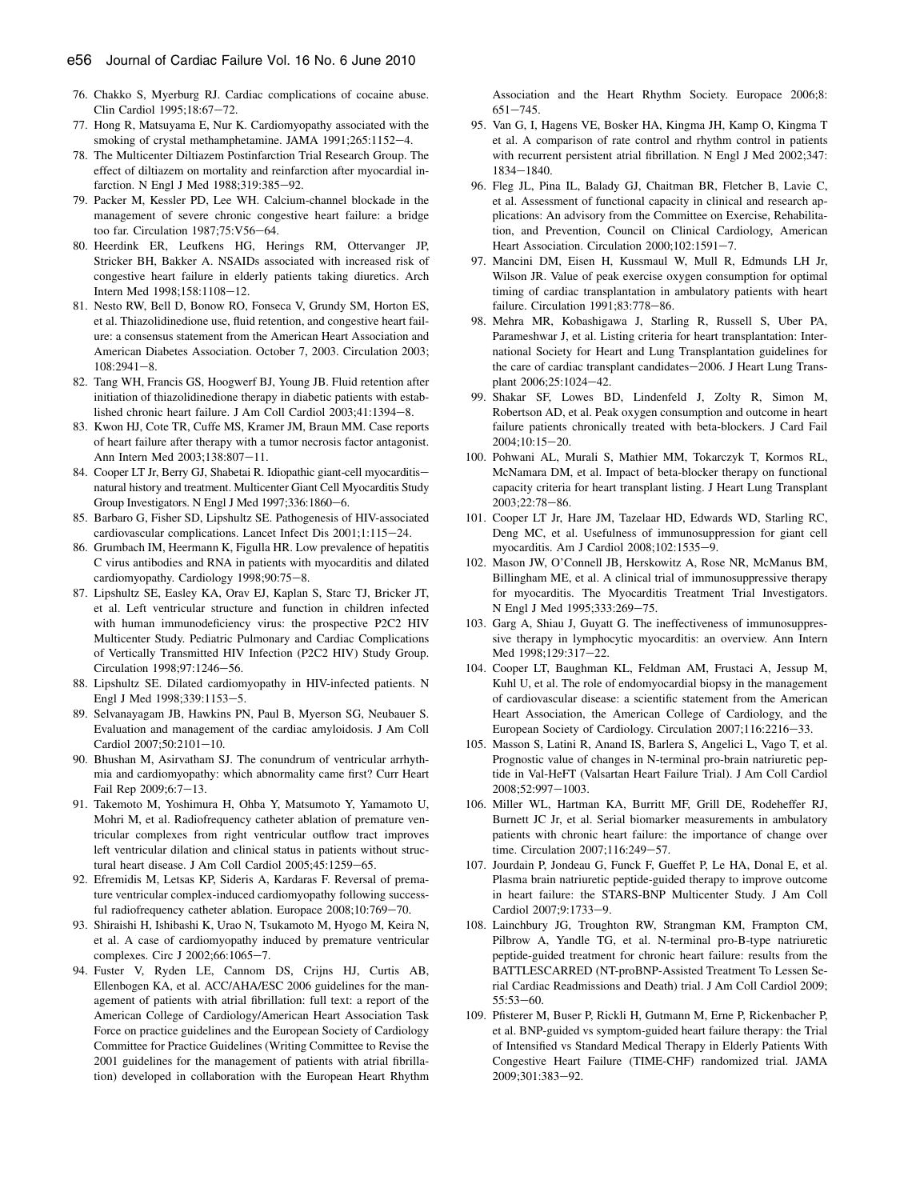76. Chakko S, Myerburg RJ. Cardiac complications of cocaine abuse. Clin Cardiol 1995;18:67–72.
77. Hong R, Matsuyama E, Nur K. Cardiomyopathy associated with the smoking of crystal methamphetamine. JAMA 1991;265:1152–4.
78. The Multicenter Diltiazem Postinfarction Trial Research Group. The effect of diltiazem on mortality and reinfarction after myocardial infarction. N Engl J Med 1988;319:385–92.
79. Packer M, Kessler PD, Lee WH. Calcium-channel blockade in the management of severe chronic congestive heart failure: a bridge too far. Circulation 1987;75:V56–64.
80. Heerdink ER, Leufkens HG, Herings RM, Ottervanger JP, Stricker BH, Bakker A. NSAIDs associated with increased risk of congestive heart failure in elderly patients taking diuretics. Arch Intern Med 1998;158:1108–12.
81. Nesto RW, Bell D, Bonow RO, Fonseca V, Grundy SM, Horton ES, et al. Thiazolidinedione use, fluid retention, and congestive heart failure: a consensus statement from the American Heart Association and American Diabetes Association. October 7, 2003. Circulation 2003;108:2941–8.
82. Tang WH, Francis GS, Hoogwerf BJ, Young JB. Fluid retention after initiation of thiazolidinedione therapy in diabetic patients with established chronic heart failure. J Am Coll Cardiol 2003;41:1394–8.
83. Kwon HJ, Cote TR, Cuffe MS, Kramer JM, Braun MM. Case reports of heart failure after therapy with a tumor necrosis factor antagonist. Ann Intern Med 2003;138:807–11.
84. Cooper LT Jr, Berry GJ, Shabetai R. Idiopathic giant-cell myocarditis—natural history and treatment. Multicenter Giant Cell Myocarditis Study Group Investigators. N Engl J Med 1997;336:1860–6.
85. Barbaro G, Fisher SD, Lipshultz SE. Pathogenesis of HIV-associated cardiovascular complications. Lancet Infect Dis 2001;1:115–24.
86. Grumbach IM, Heermann K, Figulla HR. Low prevalence of hepatitis C virus antibodies and RNA in patients with myocarditis and dilated cardiomyopathy. Cardiology 1998;90:75–8.
87. Lipshultz SE, Easley KA, Orav EJ, Kaplan S, Starc TJ, Bricker JT, et al. Left ventricular structure and function in children infected with human immunodeficiency virus: the prospective P2C2 HIV Multicenter Study. Pediatric Pulmonary and Cardiac Complications of Vertically Transmitted HIV Infection (P2C2 HIV) Study Group. Circulation 1998;97:1246–56.
88. Lipshultz SE. Dilated cardiomyopathy in HIV-infected patients. N Engl J Med 1998;339:1153–5.
89. Selvanayagam JB, Hawkins PN, Paul B, Myerson SG, Neubauer S. Evaluation and management of the cardiac amyloidosis. J Am Coll Cardiol 2007;50:2101–10.
90. Bhushan M, Asirvatham SJ. The conundrum of ventricular arrhythmia and cardiomyopathy: which abnormality came first? Curr Heart Fail Rep 2009;6:7–13.
91. Takemoto M, Yoshimura H, Ohba Y, Matsumoto Y, Yamamoto U, Mohri M, et al. Radiofrequency catheter ablation of premature ventricular complexes from right ventricular outflow tract improves left ventricular dilation and clinical status in patients without structural heart disease. J Am Coll Cardiol 2005;45:1259–65.
92. Efremidis M, Letsas KP, Sideris A, Kardaras F. Reversal of premature ventricular complex-induced cardiomyopathy following successful radiofrequency catheter ablation. Europace 2008;10:769–70.
93. Shiraishi H, Ishibashi K, Urao N, Tsukamoto M, Hyogo M, Keira N, et al. A case of cardiomyopathy induced by premature ventricular complexes. Circ J 2002;66:1065–7.
94. Fuster V, Ryden LE, Cannom DS, Crijns HJ, Curtis AB, Ellenbogen KA, et al. ACC/AHA/ESC 2006 guidelines for the management of patients with atrial fibrillation: full text: a report of the American College of Cardiology/American Heart Association Task Force on practice guidelines and the European Society of Cardiology Committee for Practice Guidelines (Writing Committee to Revise the 2001 guidelines for the management of patients with atrial fibrillation) developed in collaboration with the European Heart Rhythm Association and the Heart Rhythm Society. Europace 2006;8:651–745.
95. Van G, I, Hagens VE, Bosker HA, Kingma JH, Kamp O, Kingma T et al. A comparison of rate control and rhythm control in patients with recurrent persistent atrial fibrillation. N Engl J Med 2002;347:1834–1840.
96. Fleg JL, Pina IL, Balady GJ, Chaitman BR, Fletcher B, Lavie C, et al. Assessment of functional capacity in clinical and research applications: An advisory from the Committee on Exercise, Rehabilitation, and Prevention, Council on Clinical Cardiology, American Heart Association. Circulation 2000;102:1591–7.
97. Mancini DM, Eisen H, Kussmaul W, Mull R, Edmunds LH Jr, Wilson JR. Value of peak exercise oxygen consumption for optimal timing of cardiac transplantation in ambulatory patients with heart failure. Circulation 1991;83:778–86.
98. Mehra MR, Kobashigawa J, Starling R, Russell S, Uber PA, Parameshwar J, et al. Listing criteria for heart transplantation: International Society for Heart and Lung Transplantation guidelines for the care of cardiac transplant candidates—2006. J Heart Lung Transplant 2006;25:1024–42.
99. Shakar SF, Lowes BD, Lindenfeld J, Zolty R, Simon M, Robertson AD, et al. Peak oxygen consumption and outcome in heart failure patients chronically treated with beta-blockers. J Card Fail 2004;10:15–20.
100. Pohwani AL, Murali S, Mathier MM, Tokarczyk T, Kormos RL, McNamara DM, et al. Impact of beta-blocker therapy on functional capacity criteria for heart transplant listing. J Heart Lung Transplant 2003;22:78–86.
101. Cooper LT Jr, Hare JM, Tazelaar HD, Edwards WD, Starling RC, Deng MC, et al. Usefulness of immunosuppression for giant cell myocarditis. Am J Cardiol 2008;102:1535–9.
102. Mason JW, O'Connell JB, Herskowitz A, Rose NR, McManus BM, Billingham ME, et al. A clinical trial of immunosuppressive therapy for myocarditis. The Myocarditis Treatment Trial Investigators. N Engl J Med 1995;333:269–75.
103. Garg A, Shiau J, Guyatt G. The ineffectiveness of immunosuppressive therapy in lymphocytic myocarditis: an overview. Ann Intern Med 1998;129:317–22.
104. Cooper LT, Baughman KL, Feldman AM, Frustaci A, Jessup M, Kuhl U, et al. The role of endomyocardial biopsy in the management of cardiovascular disease: a scientific statement from the American Heart Association, the American College of Cardiology, and the European Society of Cardiology. Circulation 2007;116:2216–33.
105. Masson S, Latini R, Anand IS, Barlera S, Angelici L, Vago T, et al. Prognostic value of changes in N-terminal pro-brain natriuretic peptide in Val-HeFT (Valsartan Heart Failure Trial). J Am Coll Cardiol 2008;52:997–1003.
106. Miller WL, Hartman KA, Burritt MF, Grill DE, Rodeheffer RJ, Burnett JC Jr, et al. Serial biomarker measurements in ambulatory patients with chronic heart failure: the importance of change over time. Circulation 2007;116:249–57.
107. Jourdain P, Jondeau G, Funck F, Gueffet P, Le HA, Donal E, et al. Plasma brain natriuretic peptide-guided therapy to improve outcome in heart failure: the STARS-BNP Multicenter Study. J Am Coll Cardiol 2007;9:1733–9.
108. Lainchbury JG, Troughton RW, Strangman KM, Frampton CM, Pilbrow A, Yandle TG, et al. N-terminal pro-B-type natriuretic peptide-guided treatment for chronic heart failure: results from the BATTLESCARRED (NT-proBNP-Assisted Treatment To Lessen Serial Cardiac Readmissions and Death) trial. J Am Coll Cardiol 2009;55:53–60.
109. Pfisterer M, Buser P, Rickli H, Gutmann M, Erne P, Rickenbacher P, et al. BNP-guided vs symptom-guided heart failure therapy: the Trial of Intensified vs Standard Medical Therapy in Elderly Patients With Congestive Heart Failure (TIME-CHF) randomized trial. JAMA 2009;301:383–92.